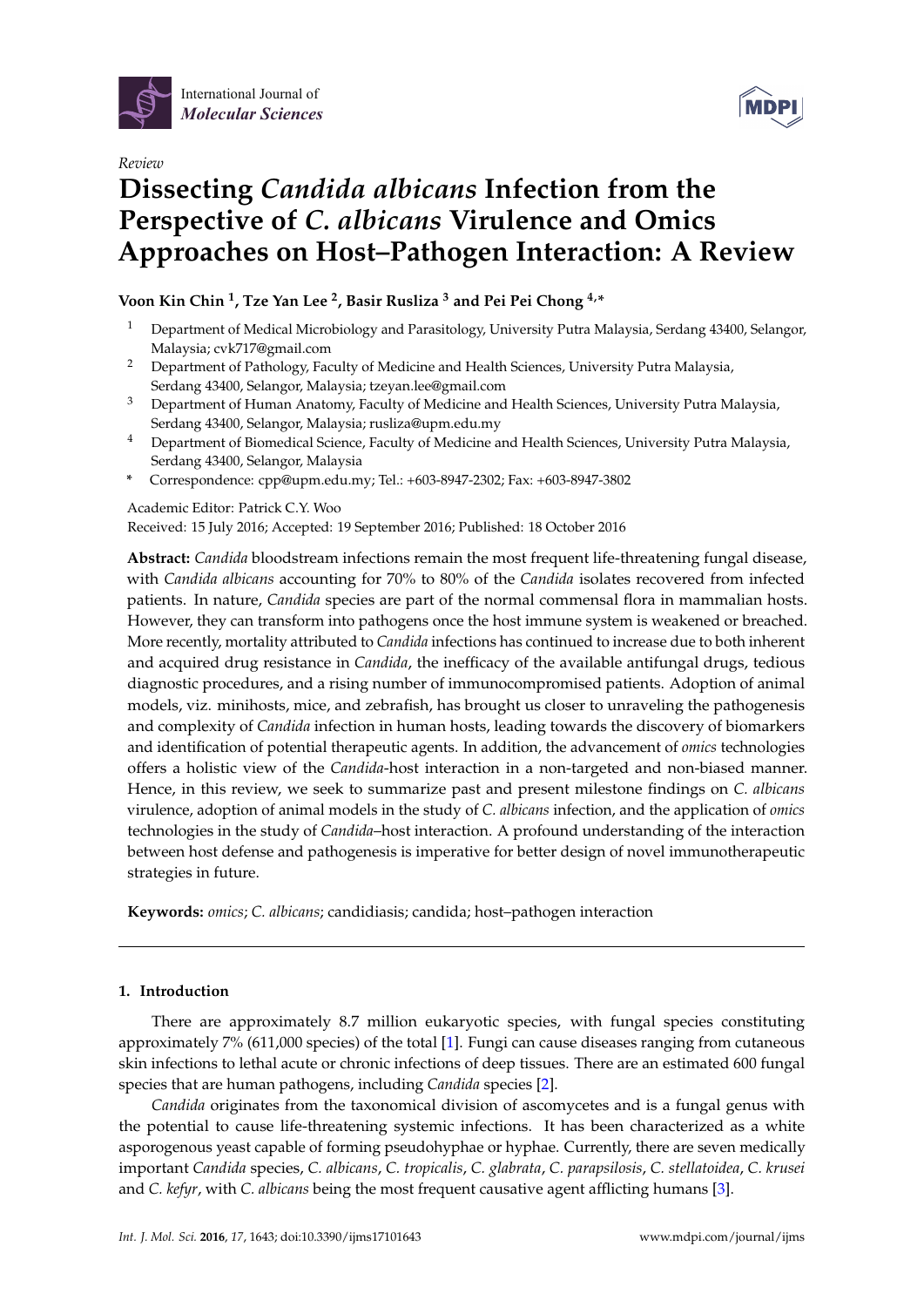International Journal of *Molecular Sciences*

*Review*

# Dissecting *Candida albicans* Infection from the Perspective of *C. albicans* Virulence and Omics Approaches on Host–Pathogen Interaction: A Review

**Voon Kin Chin [1], Tze Yan Lee [2], Basir Rusliza [3] and Pei Pei Chong [4,*]**

1. Department of Medical Microbiology and Parasitology, University Putra Malaysia, Serdang 43400, Selangor, Malaysia; cvk717@gmail.com
2. Department of Pathology, Faculty of Medicine and Health Sciences, University Putra Malaysia, Serdang 43400, Selangor, Malaysia; tzeyan.lee@gmail.com
3. Department of Human Anatomy, Faculty of Medicine and Health Sciences, University Putra Malaysia, Serdang 43400, Selangor, Malaysia; rusliza@upm.edu.my
4. Department of Biomedical Science, Faculty of Medicine and Health Sciences, University Putra Malaysia, Serdang 43400, Selangor, Malaysia

\* Correspondence: cpp@upm.edu.my; Tel.: +603-8947-2302; Fax: +603-8947-3802

Academic Editor: Patrick C.Y. Woo

Received: 15 July 2016; Accepted: 19 September 2016; Published: 18 October 2016

**Abstract:** *Candida* bloodstream infections remain the most frequent life-threatening fungal disease, with *Candida albicans* accounting for 70% to 80% of the *Candida* isolates recovered from infected patients. In nature, *Candida* species are part of the normal commensal flora in mammalian hosts. However, they can transform into pathogens once the host immune system is weakened or breached. More recently, mortality attributed to *Candida* infections has continued to increase due to both inherent and acquired drug resistance in *Candida*, the inefficacy of the available antifungal drugs, tedious diagnostic procedures, and a rising number of immunocompromised patients. Adoption of animal models, viz. minihosts, mice, and zebrafish, has brought us closer to unraveling the pathogenesis and complexity of *Candida* infection in human hosts, leading towards the discovery of biomarkers and identification of potential therapeutic agents. In addition, the advancement of *omics* technologies offers a holistic view of the *Candida*-host interaction in a non-targeted and non-biased manner. Hence, in this review, we seek to summarize past and present milestone findings on *C. albicans* virulence, adoption of animal models in the study of *C. albicans* infection, and the application of *omics* technologies in the study of *Candida*–host interaction. A profound understanding of the interaction between host defense and pathogenesis is imperative for better design of novel immunotherapeutic strategies in future.

**Keywords:** *omics*; *C. albicans*; candidiasis; candida; host–pathogen interaction

## 1. Introduction

There are approximately 8.7 million eukaryotic species, with fungal species constituting approximately 7% (611,000 species) of the total [1]. Fungi can cause diseases ranging from cutaneous skin infections to lethal acute or chronic infections of deep tissues. There are an estimated 600 fungal species that are human pathogens, including *Candida* species [2].

*Candida* originates from the taxonomical division of ascomycetes and is a fungal genus with the potential to cause life-threatening systemic infections. It has been characterized as a white asporogenous yeast capable of forming pseudohyphae or hyphae. Currently, there are seven medically important *Candida* species, *C. albicans*, *C. tropicalis*, *C. glabrata*, *C. parapsilosis*, *C. stellatoidea*, *C. krusei* and *C. kefyr*, with *C. albicans* being the most frequent causative agent afflicting humans [3].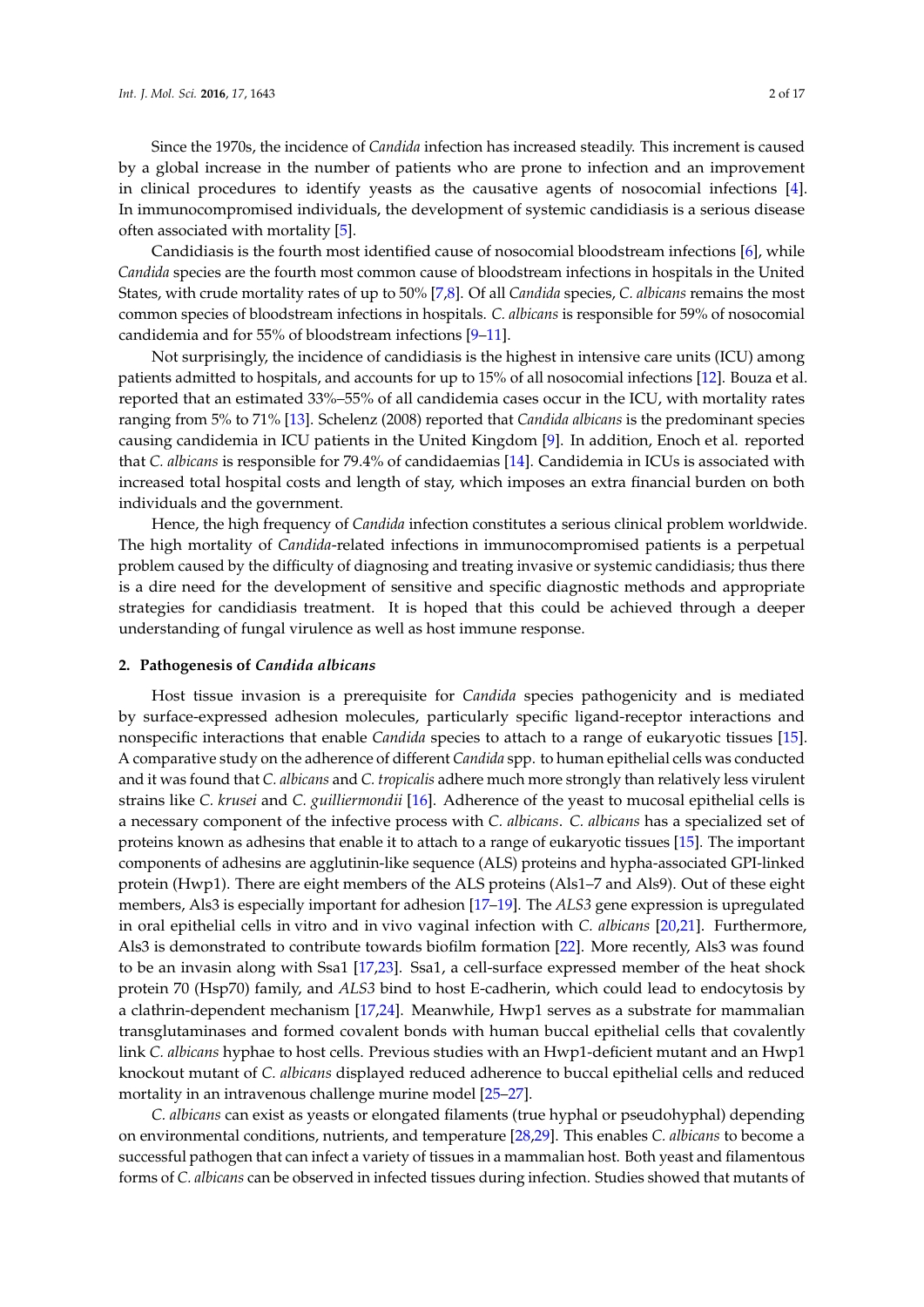Since the 1970s, the incidence of *Candida* infection has increased steadily. This increment is caused by a global increase in the number of patients who are prone to infection and an improvement in clinical procedures to identify yeasts as the causative agents of nosocomial infections [4]. In immunocompromised individuals, the development of systemic candidiasis is a serious disease often associated with mortality [5].

Candidiasis is the fourth most identified cause of nosocomial bloodstream infections [6], while *Candida* species are the fourth most common cause of bloodstream infections in hospitals in the United States, with crude mortality rates of up to 50% [7,8]. Of all *Candida* species, *C. albicans* remains the most common species of bloodstream infections in hospitals. *C. albicans* is responsible for 59% of nosocomial candidemia and for 55% of bloodstream infections [9–11].

Not surprisingly, the incidence of candidiasis is the highest in intensive care units (ICU) among patients admitted to hospitals, and accounts for up to 15% of all nosocomial infections [12]. Bouza et al. reported that an estimated 33%–55% of all candidemia cases occur in the ICU, with mortality rates ranging from 5% to 71% [13]. Schelenz (2008) reported that *Candida albicans* is the predominant species causing candidemia in ICU patients in the United Kingdom [9]. In addition, Enoch et al. reported that *C. albicans* is responsible for 79.4% of candidaemias [14]. Candidemia in ICUs is associated with increased total hospital costs and length of stay, which imposes an extra financial burden on both individuals and the government.

Hence, the high frequency of *Candida* infection constitutes a serious clinical problem worldwide. The high mortality of *Candida*-related infections in immunocompromised patients is a perpetual problem caused by the difficulty of diagnosing and treating invasive or systemic candidiasis; thus there is a dire need for the development of sensitive and specific diagnostic methods and appropriate strategies for candidiasis treatment. It is hoped that this could be achieved through a deeper understanding of fungal virulence as well as host immune response.

## 2. Pathogenesis of *Candida albicans*

Host tissue invasion is a prerequisite for *Candida* species pathogenicity and is mediated by surface-expressed adhesion molecules, particularly specific ligand-receptor interactions and nonspecific interactions that enable *Candida* species to attach to a range of eukaryotic tissues [15]. A comparative study on the adherence of different *Candida* spp. to human epithelial cells was conducted and it was found that *C. albicans* and *C. tropicalis* adhere much more strongly than relatively less virulent strains like *C. krusei* and *C. guilliermondii* [16]. Adherence of the yeast to mucosal epithelial cells is a necessary component of the infective process with *C. albicans*. *C. albicans* has a specialized set of proteins known as adhesins that enable it to attach to a range of eukaryotic tissues [15]. The important components of adhesins are agglutinin-like sequence (ALS) proteins and hypha-associated GPI-linked protein (Hwp1). There are eight members of the ALS proteins (Als1–7 and Als9). Out of these eight members, Als3 is especially important for adhesion [17–19]. The *ALS3* gene expression is upregulated in oral epithelial cells in vitro and in vivo vaginal infection with *C. albicans* [20,21]. Furthermore, Als3 is demonstrated to contribute towards biofilm formation [22]. More recently, Als3 was found to be an invasin along with Ssa1 [17,23]. Ssa1, a cell-surface expressed member of the heat shock protein 70 (Hsp70) family, and *ALS3* bind to host E-cadherin, which could lead to endocytosis by a clathrin-dependent mechanism [17,24]. Meanwhile, Hwp1 serves as a substrate for mammalian transglutaminases and formed covalent bonds with human buccal epithelial cells that covalently link *C. albicans* hyphae to host cells. Previous studies with an Hwp1-deficient mutant and an Hwp1 knockout mutant of *C. albicans* displayed reduced adherence to buccal epithelial cells and reduced mortality in an intravenous challenge murine model [25–27].

*C. albicans* can exist as yeasts or elongated filaments (true hyphal or pseudohyphal) depending on environmental conditions, nutrients, and temperature [28,29]. This enables *C. albicans* to become a successful pathogen that can infect a variety of tissues in a mammalian host. Both yeast and filamentous forms of *C. albicans* can be observed in infected tissues during infection. Studies showed that mutants of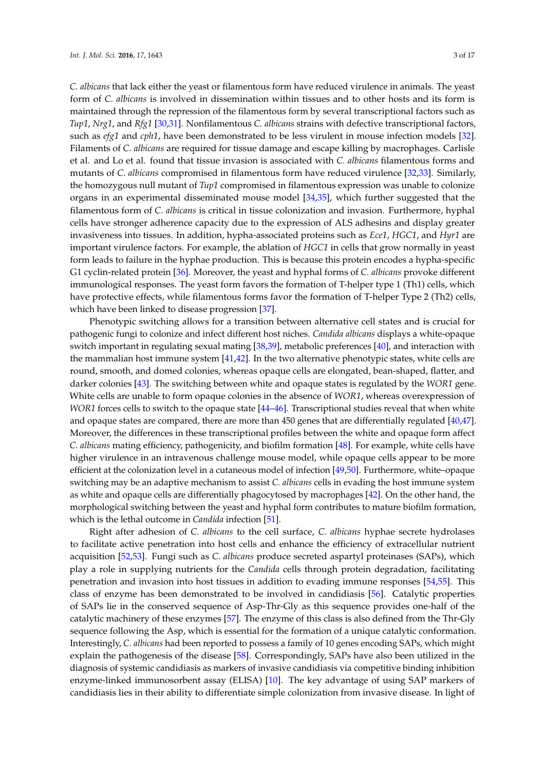*C. albicans* that lack either the yeast or filamentous form have reduced virulence in animals. The yeast form of *C. albicans* is involved in dissemination within tissues and to other hosts and its form is maintained through the repression of the filamentous form by several transcriptional factors such as *Tup1*, *Nrg1*, and *Rfg1* [30,31]. Nonfilamentous *C. albicans* strains with defective transcriptional factors, such as *efg1* and *cph1*, have been demonstrated to be less virulent in mouse infection models [32]. Filaments of *C. albicans* are required for tissue damage and escape killing by macrophages. Carlisle et al. and Lo et al. found that tissue invasion is associated with *C. albicans* filamentous forms and mutants of *C. albicans* compromised in filamentous form have reduced virulence [32,33]. Similarly, the homozygous null mutant of *Tup1* compromised in filamentous expression was unable to colonize organs in an experimental disseminated mouse model [34,35], which further suggested that the filamentous form of *C. albicans* is critical in tissue colonization and invasion. Furthermore, hyphal cells have stronger adherence capacity due to the expression of ALS adhesins and display greater invasiveness into tissues. In addition, hypha-associated proteins such as *Ece1*, *HGC1*, and *Hyr1* are important virulence factors. For example, the ablation of *HGC1* in cells that grow normally in yeast form leads to failure in the hyphae production. This is because this protein encodes a hypha-specific G1 cyclin-related protein [36]. Moreover, the yeast and hyphal forms of *C. albicans* provoke different immunological responses. The yeast form favors the formation of T-helper type 1 (Th1) cells, which have protective effects, while filamentous forms favor the formation of T-helper Type 2 (Th2) cells, which have been linked to disease progression [37].

Phenotypic switching allows for a transition between alternative cell states and is crucial for pathogenic fungi to colonize and infect different host niches. *Candida albicans* displays a white-opaque switch important in regulating sexual mating [38,39], metabolic preferences [40], and interaction with the mammalian host immune system [41,42]. In the two alternative phenotypic states, white cells are round, smooth, and domed colonies, whereas opaque cells are elongated, bean-shaped, flatter, and darker colonies [43]. The switching between white and opaque states is regulated by the *WOR1* gene. White cells are unable to form opaque colonies in the absence of *WOR1*, whereas overexpression of *WOR1* forces cells to switch to the opaque state [44–46]. Transcriptional studies reveal that when white and opaque states are compared, there are more than 450 genes that are differentially regulated [40,47]. Moreover, the differences in these transcriptional profiles between the white and opaque form affect *C. albicans* mating efficiency, pathogenicity, and biofilm formation [48]. For example, white cells have higher virulence in an intravenous challenge mouse model, while opaque cells appear to be more efficient at the colonization level in a cutaneous model of infection [49,50]. Furthermore, white–opaque switching may be an adaptive mechanism to assist *C. albicans* cells in evading the host immune system as white and opaque cells are differentially phagocytosed by macrophages [42]. On the other hand, the morphological switching between the yeast and hyphal form contributes to mature biofilm formation, which is the lethal outcome in *Candida* infection [51].

Right after adhesion of *C. albicans* to the cell surface, *C. albicans* hyphae secrete hydrolases to facilitate active penetration into host cells and enhance the efficiency of extracellular nutrient acquisition [52,53]. Fungi such as *C. albicans* produce secreted aspartyl proteinases (SAPs), which play a role in supplying nutrients for the *Candida* cells through protein degradation, facilitating penetration and invasion into host tissues in addition to evading immune responses [54,55]. This class of enzyme has been demonstrated to be involved in candidiasis [56]. Catalytic properties of SAPs lie in the conserved sequence of Asp-Thr-Gly as this sequence provides one-half of the catalytic machinery of these enzymes [57]. The enzyme of this class is also defined from the Thr-Gly sequence following the Asp, which is essential for the formation of a unique catalytic conformation. Interestingly, *C. albicans* had been reported to possess a family of 10 genes encoding SAPs, which might explain the pathogenesis of the disease [58]. Correspondingly, SAPs have also been utilized in the diagnosis of systemic candidiasis as markers of invasive candidiasis via competitive binding inhibition enzyme-linked immunosorbent assay (ELISA) [10]. The key advantage of using SAP markers of candidiasis lies in their ability to differentiate simple colonization from invasive disease. In light of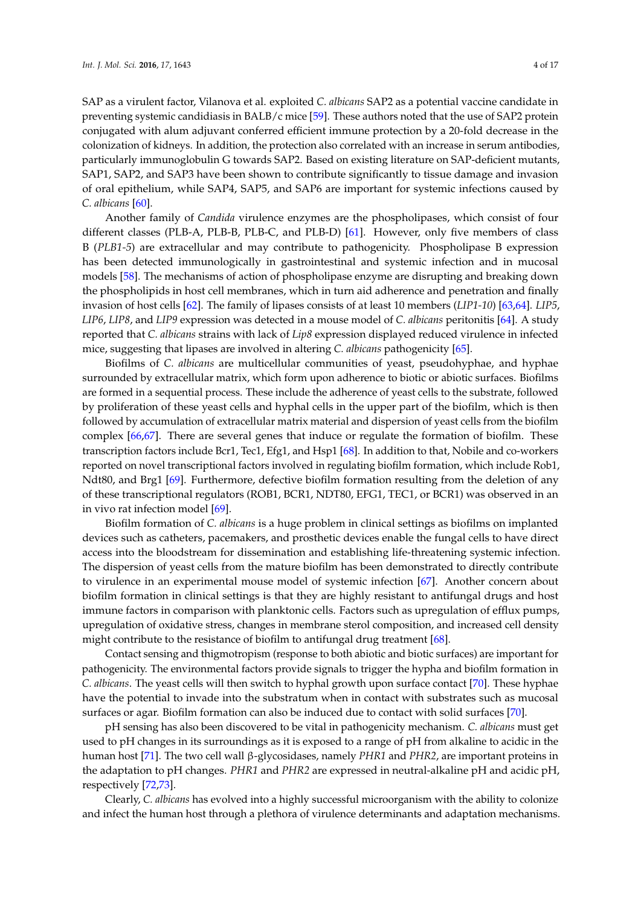SAP as a virulent factor, Vilanova et al. exploited *C. albicans* SAP2 as a potential vaccine candidate in preventing systemic candidiasis in BALB/c mice [59]. These authors noted that the use of SAP2 protein conjugated with alum adjuvant conferred efficient immune protection by a 20-fold decrease in the colonization of kidneys. In addition, the protection also correlated with an increase in serum antibodies, particularly immunoglobulin G towards SAP2. Based on existing literature on SAP-deficient mutants, SAP1, SAP2, and SAP3 have been shown to contribute significantly to tissue damage and invasion of oral epithelium, while SAP4, SAP5, and SAP6 are important for systemic infections caused by *C. albicans* [60].

Another family of *Candida* virulence enzymes are the phospholipases, which consist of four different classes (PLB-A, PLB-B, PLB-C, and PLB-D) [61]. However, only five members of class B (*PLB1-5*) are extracellular and may contribute to pathogenicity. Phospholipase B expression has been detected immunologically in gastrointestinal and systemic infection and in mucosal models [58]. The mechanisms of action of phospholipase enzyme are disrupting and breaking down the phospholipids in host cell membranes, which in turn aid adherence and penetration and finally invasion of host cells [62]. The family of lipases consists of at least 10 members (*LIP1-10*) [63,64]. *LIP5*, *LIP6*, *LIP8*, and *LIP9* expression was detected in a mouse model of *C. albicans* peritonitis [64]. A study reported that *C. albicans* strains with lack of *Lip8* expression displayed reduced virulence in infected mice, suggesting that lipases are involved in altering *C. albicans* pathogenicity [65].

Biofilms of *C. albicans* are multicellular communities of yeast, pseudohyphae, and hyphae surrounded by extracellular matrix, which form upon adherence to biotic or abiotic surfaces. Biofilms are formed in a sequential process. These include the adherence of yeast cells to the substrate, followed by proliferation of these yeast cells and hyphal cells in the upper part of the biofilm, which is then followed by accumulation of extracellular matrix material and dispersion of yeast cells from the biofilm complex [66,67]. There are several genes that induce or regulate the formation of biofilm. These transcription factors include Bcr1, Tec1, Efg1, and Hsp1 [68]. In addition to that, Nobile and co-workers reported on novel transcriptional factors involved in regulating biofilm formation, which include Rob1, Ndt80, and Brg1 [69]. Furthermore, defective biofilm formation resulting from the deletion of any of these transcriptional regulators (ROB1, BCR1, NDT80, EFG1, TEC1, or BCR1) was observed in an in vivo rat infection model [69].

Biofilm formation of *C. albicans* is a huge problem in clinical settings as biofilms on implanted devices such as catheters, pacemakers, and prosthetic devices enable the fungal cells to have direct access into the bloodstream for dissemination and establishing life-threatening systemic infection. The dispersion of yeast cells from the mature biofilm has been demonstrated to directly contribute to virulence in an experimental mouse model of systemic infection [67]. Another concern about biofilm formation in clinical settings is that they are highly resistant to antifungal drugs and host immune factors in comparison with planktonic cells. Factors such as upregulation of efflux pumps, upregulation of oxidative stress, changes in membrane sterol composition, and increased cell density might contribute to the resistance of biofilm to antifungal drug treatment [68].

Contact sensing and thigmotropism (response to both abiotic and biotic surfaces) are important for pathogenicity. The environmental factors provide signals to trigger the hypha and biofilm formation in *C. albicans*. The yeast cells will then switch to hyphal growth upon surface contact [70]. These hyphae have the potential to invade into the substratum when in contact with substrates such as mucosal surfaces or agar. Biofilm formation can also be induced due to contact with solid surfaces [70].

pH sensing has also been discovered to be vital in pathogenicity mechanism. *C. albicans* must get used to pH changes in its surroundings as it is exposed to a range of pH from alkaline to acidic in the human host [71]. The two cell wall β-glycosidases, namely *PHR1* and *PHR2*, are important proteins in the adaptation to pH changes. *PHR1* and *PHR2* are expressed in neutral-alkaline pH and acidic pH, respectively [72,73].

Clearly, *C. albicans* has evolved into a highly successful microorganism with the ability to colonize and infect the human host through a plethora of virulence determinants and adaptation mechanisms.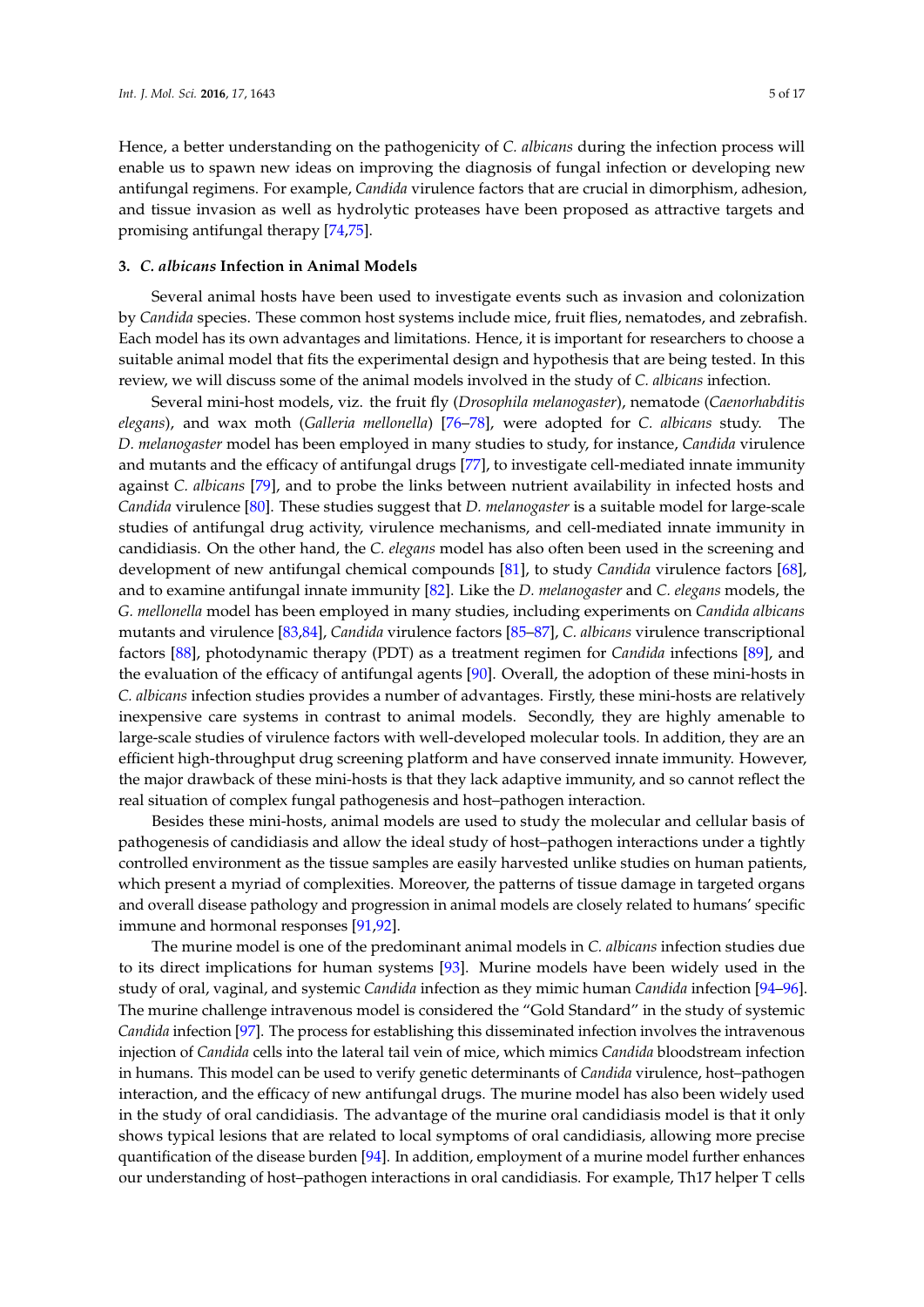Hence, a better understanding on the pathogenicity of *C. albicans* during the infection process will enable us to spawn new ideas on improving the diagnosis of fungal infection or developing new antifungal regimens. For example, *Candida* virulence factors that are crucial in dimorphism, adhesion, and tissue invasion as well as hydrolytic proteases have been proposed as attractive targets and promising antifungal therapy [74,75].

## 3. *C. albicans* Infection in Animal Models

Several animal hosts have been used to investigate events such as invasion and colonization by *Candida* species. These common host systems include mice, fruit flies, nematodes, and zebrafish. Each model has its own advantages and limitations. Hence, it is important for researchers to choose a suitable animal model that fits the experimental design and hypothesis that are being tested. In this review, we will discuss some of the animal models involved in the study of *C. albicans* infection.

Several mini-host models, viz. the fruit fly (*Drosophila melanogaster*), nematode (*Caenorhabditis elegans*), and wax moth (*Galleria mellonella*) [76–78], were adopted for *C. albicans* study. The *D. melanogaster* model has been employed in many studies to study, for instance, *Candida* virulence and mutants and the efficacy of antifungal drugs [77], to investigate cell-mediated innate immunity against *C. albicans* [79], and to probe the links between nutrient availability in infected hosts and *Candida* virulence [80]. These studies suggest that *D. melanogaster* is a suitable model for large-scale studies of antifungal drug activity, virulence mechanisms, and cell-mediated innate immunity in candidiasis. On the other hand, the *C. elegans* model has also often been used in the screening and development of new antifungal chemical compounds [81], to study *Candida* virulence factors [68], and to examine antifungal innate immunity [82]. Like the *D. melanogaster* and *C. elegans* models, the *G. mellonella* model has been employed in many studies, including experiments on *Candida albicans* mutants and virulence [83,84], *Candida* virulence factors [85–87], *C. albicans* virulence transcriptional factors [88], photodynamic therapy (PDT) as a treatment regimen for *Candida* infections [89], and the evaluation of the efficacy of antifungal agents [90]. Overall, the adoption of these mini-hosts in *C. albicans* infection studies provides a number of advantages. Firstly, these mini-hosts are relatively inexpensive care systems in contrast to animal models. Secondly, they are highly amenable to large-scale studies of virulence factors with well-developed molecular tools. In addition, they are an efficient high-throughput drug screening platform and have conserved innate immunity. However, the major drawback of these mini-hosts is that they lack adaptive immunity, and so cannot reflect the real situation of complex fungal pathogenesis and host–pathogen interaction.

Besides these mini-hosts, animal models are used to study the molecular and cellular basis of pathogenesis of candidiasis and allow the ideal study of host–pathogen interactions under a tightly controlled environment as the tissue samples are easily harvested unlike studies on human patients, which present a myriad of complexities. Moreover, the patterns of tissue damage in targeted organs and overall disease pathology and progression in animal models are closely related to humans' specific immune and hormonal responses [91,92].

The murine model is one of the predominant animal models in *C. albicans* infection studies due to its direct implications for human systems [93]. Murine models have been widely used in the study of oral, vaginal, and systemic *Candida* infection as they mimic human *Candida* infection [94–96]. The murine challenge intravenous model is considered the "Gold Standard" in the study of systemic *Candida* infection [97]. The process for establishing this disseminated infection involves the intravenous injection of *Candida* cells into the lateral tail vein of mice, which mimics *Candida* bloodstream infection in humans. This model can be used to verify genetic determinants of *Candida* virulence, host–pathogen interaction, and the efficacy of new antifungal drugs. The murine model has also been widely used in the study of oral candidiasis. The advantage of the murine oral candidiasis model is that it only shows typical lesions that are related to local symptoms of oral candidiasis, allowing more precise quantification of the disease burden [94]. In addition, employment of a murine model further enhances our understanding of host–pathogen interactions in oral candidiasis. For example, Th17 helper T cells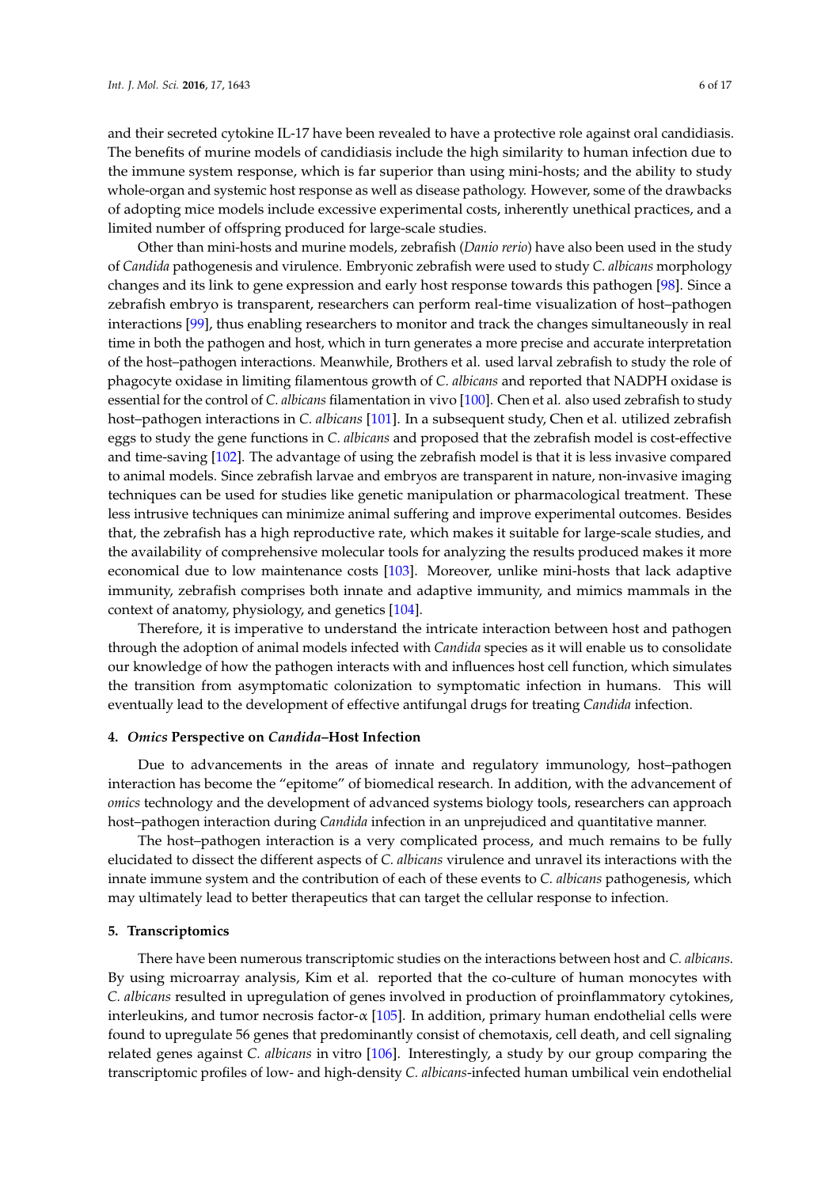and their secreted cytokine IL-17 have been revealed to have a protective role against oral candidiasis. The benefits of murine models of candidiasis include the high similarity to human infection due to the immune system response, which is far superior than using mini-hosts; and the ability to study whole-organ and systemic host response as well as disease pathology. However, some of the drawbacks of adopting mice models include excessive experimental costs, inherently unethical practices, and a limited number of offspring produced for large-scale studies.

Other than mini-hosts and murine models, zebrafish (*Danio rerio*) have also been used in the study of *Candida* pathogenesis and virulence. Embryonic zebrafish were used to study *C. albicans* morphology changes and its link to gene expression and early host response towards this pathogen [98]. Since a zebrafish embryo is transparent, researchers can perform real-time visualization of host–pathogen interactions [99], thus enabling researchers to monitor and track the changes simultaneously in real time in both the pathogen and host, which in turn generates a more precise and accurate interpretation of the host–pathogen interactions. Meanwhile, Brothers et al. used larval zebrafish to study the role of phagocyte oxidase in limiting filamentous growth of *C. albicans* and reported that NADPH oxidase is essential for the control of *C. albicans* filamentation in vivo [100]. Chen et al. also used zebrafish to study host–pathogen interactions in *C. albicans* [101]. In a subsequent study, Chen et al. utilized zebrafish eggs to study the gene functions in *C. albicans* and proposed that the zebrafish model is cost-effective and time-saving [102]. The advantage of using the zebrafish model is that it is less invasive compared to animal models. Since zebrafish larvae and embryos are transparent in nature, non-invasive imaging techniques can be used for studies like genetic manipulation or pharmacological treatment. These less intrusive techniques can minimize animal suffering and improve experimental outcomes. Besides that, the zebrafish has a high reproductive rate, which makes it suitable for large-scale studies, and the availability of comprehensive molecular tools for analyzing the results produced makes it more economical due to low maintenance costs [103]. Moreover, unlike mini-hosts that lack adaptive immunity, zebrafish comprises both innate and adaptive immunity, and mimics mammals in the context of anatomy, physiology, and genetics [104].

Therefore, it is imperative to understand the intricate interaction between host and pathogen through the adoption of animal models infected with *Candida* species as it will enable us to consolidate our knowledge of how the pathogen interacts with and influences host cell function, which simulates the transition from asymptomatic colonization to symptomatic infection in humans. This will eventually lead to the development of effective antifungal drugs for treating *Candida* infection.

## 4. *Omics* Perspective on *Candida*–Host Infection

Due to advancements in the areas of innate and regulatory immunology, host–pathogen interaction has become the "epitome" of biomedical research. In addition, with the advancement of *omics* technology and the development of advanced systems biology tools, researchers can approach host–pathogen interaction during *Candida* infection in an unprejudiced and quantitative manner.

The host–pathogen interaction is a very complicated process, and much remains to be fully elucidated to dissect the different aspects of *C. albicans* virulence and unravel its interactions with the innate immune system and the contribution of each of these events to *C. albicans* pathogenesis, which may ultimately lead to better therapeutics that can target the cellular response to infection.

## 5. Transcriptomics

There have been numerous transcriptomic studies on the interactions between host and *C. albicans*. By using microarray analysis, Kim et al. reported that the co-culture of human monocytes with *C. albicans* resulted in upregulation of genes involved in production of proinflammatory cytokines, interleukins, and tumor necrosis factor-$\alpha$ [105]. In addition, primary human endothelial cells were found to upregulate 56 genes that predominantly consist of chemotaxis, cell death, and cell signaling related genes against *C. albicans* in vitro [106]. Interestingly, a study by our group comparing the transcriptomic profiles of low- and high-density *C. albicans*-infected human umbilical vein endothelial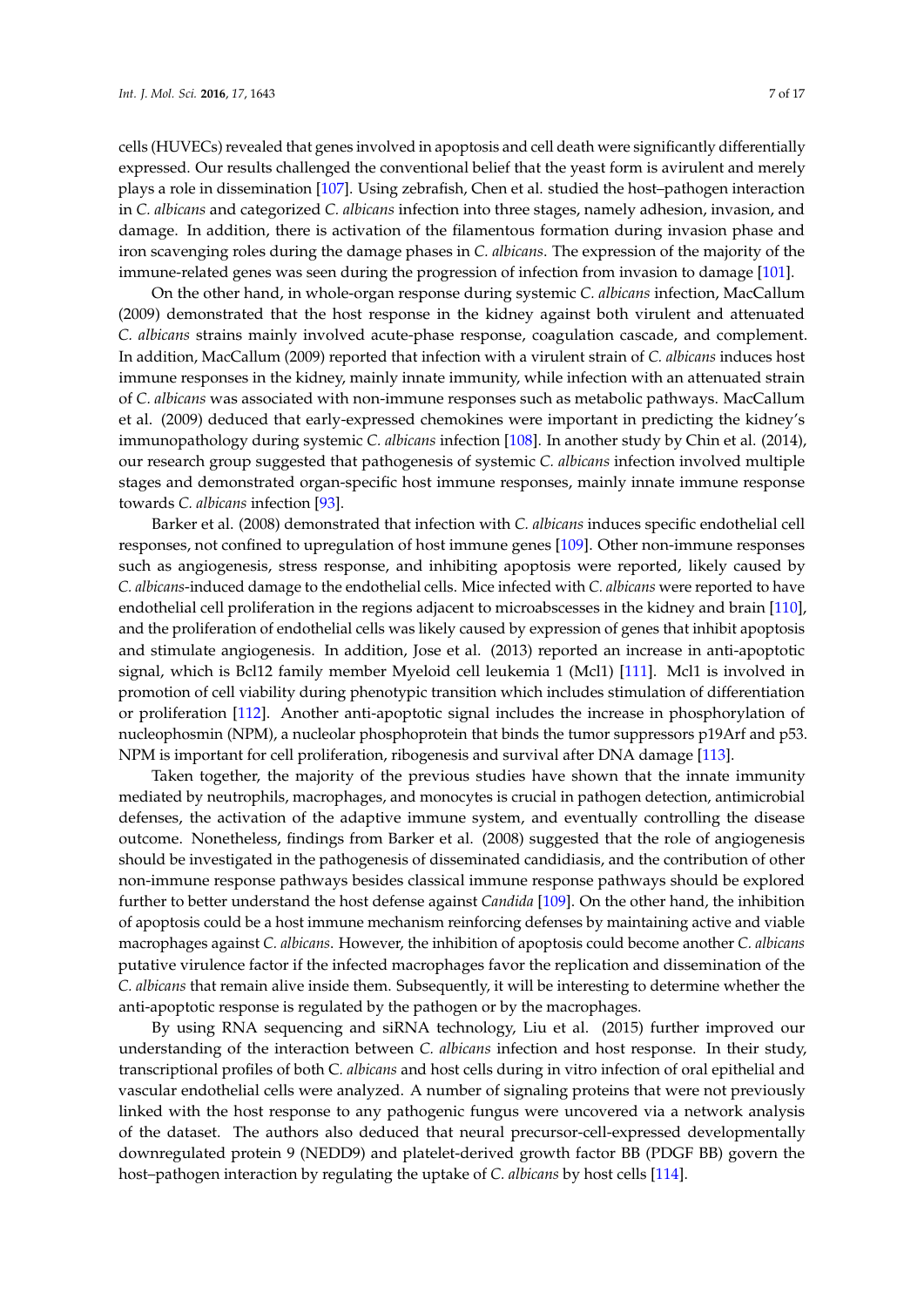cells (HUVECs) revealed that genes involved in apoptosis and cell death were significantly differentially expressed. Our results challenged the conventional belief that the yeast form is avirulent and merely plays a role in dissemination [107]. Using zebrafish, Chen et al. studied the host–pathogen interaction in *C. albicans* and categorized *C. albicans* infection into three stages, namely adhesion, invasion, and damage. In addition, there is activation of the filamentous formation during invasion phase and iron scavenging roles during the damage phases in *C. albicans*. The expression of the majority of the immune-related genes was seen during the progression of infection from invasion to damage [101].

On the other hand, in whole-organ response during systemic *C. albicans* infection, MacCallum (2009) demonstrated that the host response in the kidney against both virulent and attenuated *C. albicans* strains mainly involved acute-phase response, coagulation cascade, and complement. In addition, MacCallum (2009) reported that infection with a virulent strain of *C. albicans* induces host immune responses in the kidney, mainly innate immunity, while infection with an attenuated strain of *C. albicans* was associated with non-immune responses such as metabolic pathways. MacCallum et al. (2009) deduced that early-expressed chemokines were important in predicting the kidney's immunopathology during systemic *C. albicans* infection [108]. In another study by Chin et al. (2014), our research group suggested that pathogenesis of systemic *C. albicans* infection involved multiple stages and demonstrated organ-specific host immune responses, mainly innate immune response towards *C. albicans* infection [93].

Barker et al. (2008) demonstrated that infection with *C. albicans* induces specific endothelial cell responses, not confined to upregulation of host immune genes [109]. Other non-immune responses such as angiogenesis, stress response, and inhibiting apoptosis were reported, likely caused by *C. albicans*-induced damage to the endothelial cells. Mice infected with *C. albicans* were reported to have endothelial cell proliferation in the regions adjacent to microabscesses in the kidney and brain [110], and the proliferation of endothelial cells was likely caused by expression of genes that inhibit apoptosis and stimulate angiogenesis. In addition, Jose et al. (2013) reported an increase in anti-apoptotic signal, which is Bcl12 family member Myeloid cell leukemia 1 (Mcl1) [111]. Mcl1 is involved in promotion of cell viability during phenotypic transition which includes stimulation of differentiation or proliferation [112]. Another anti-apoptotic signal includes the increase in phosphorylation of nucleophosmin (NPM), a nucleolar phosphoprotein that binds the tumor suppressors p19Arf and p53. NPM is important for cell proliferation, ribogenesis and survival after DNA damage [113].

Taken together, the majority of the previous studies have shown that the innate immunity mediated by neutrophils, macrophages, and monocytes is crucial in pathogen detection, antimicrobial defenses, the activation of the adaptive immune system, and eventually controlling the disease outcome. Nonetheless, findings from Barker et al. (2008) suggested that the role of angiogenesis should be investigated in the pathogenesis of disseminated candidiasis, and the contribution of other non-immune response pathways besides classical immune response pathways should be explored further to better understand the host defense against *Candida* [109]. On the other hand, the inhibition of apoptosis could be a host immune mechanism reinforcing defenses by maintaining active and viable macrophages against *C. albicans*. However, the inhibition of apoptosis could become another *C. albicans* putative virulence factor if the infected macrophages favor the replication and dissemination of the *C. albicans* that remain alive inside them. Subsequently, it will be interesting to determine whether the anti-apoptotic response is regulated by the pathogen or by the macrophages.

By using RNA sequencing and siRNA technology, Liu et al. (2015) further improved our understanding of the interaction between *C. albicans* infection and host response. In their study, transcriptional profiles of both C. *albicans* and host cells during in vitro infection of oral epithelial and vascular endothelial cells were analyzed. A number of signaling proteins that were not previously linked with the host response to any pathogenic fungus were uncovered via a network analysis of the dataset. The authors also deduced that neural precursor-cell-expressed developmentally downregulated protein 9 (NEDD9) and platelet-derived growth factor BB (PDGF BB) govern the host–pathogen interaction by regulating the uptake of *C. albicans* by host cells [114].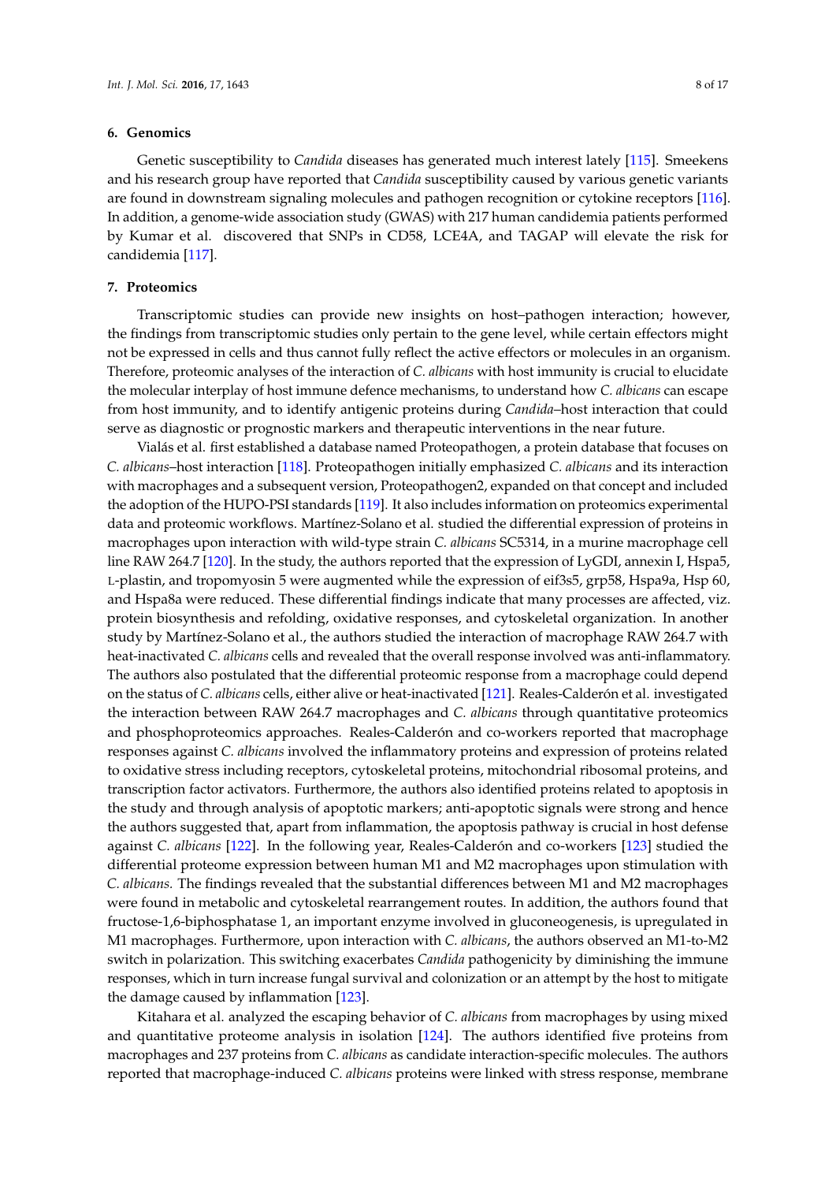## 6. Genomics

Genetic susceptibility to *Candida* diseases has generated much interest lately [115]. Smeekens and his research group have reported that *Candida* susceptibility caused by various genetic variants are found in downstream signaling molecules and pathogen recognition or cytokine receptors [116]. In addition, a genome-wide association study (GWAS) with 217 human candidemia patients performed by Kumar et al. discovered that SNPs in CD58, LCE4A, and TAGAP will elevate the risk for candidemia [117].

## 7. Proteomics

Transcriptomic studies can provide new insights on host–pathogen interaction; however, the findings from transcriptomic studies only pertain to the gene level, while certain effectors might not be expressed in cells and thus cannot fully reflect the active effectors or molecules in an organism. Therefore, proteomic analyses of the interaction of *C. albicans* with host immunity is crucial to elucidate the molecular interplay of host immune defence mechanisms, to understand how *C. albicans* can escape from host immunity, and to identify antigenic proteins during *Candida*–host interaction that could serve as diagnostic or prognostic markers and therapeutic interventions in the near future.

Vialás et al. first established a database named Proteopathogen, a protein database that focuses on *C. albicans*–host interaction [118]. Proteopathogen initially emphasized *C. albicans* and its interaction with macrophages and a subsequent version, Proteopathogen2, expanded on that concept and included the adoption of the HUPO-PSI standards [119]. It also includes information on proteomics experimental data and proteomic workflows. Martínez-Solano et al. studied the differential expression of proteins in macrophages upon interaction with wild-type strain *C. albicans* SC5314, in a murine macrophage cell line RAW 264.7 [120]. In the study, the authors reported that the expression of LyGDI, annexin I, Hspa5, L-plastin, and tropomyosin 5 were augmented while the expression of eif3s5, grp58, Hspa9a, Hsp 60, and Hspa8a were reduced. These differential findings indicate that many processes are affected, viz. protein biosynthesis and refolding, oxidative responses, and cytoskeletal organization. In another study by Martínez-Solano et al., the authors studied the interaction of macrophage RAW 264.7 with heat-inactivated *C. albicans* cells and revealed that the overall response involved was anti-inflammatory. The authors also postulated that the differential proteomic response from a macrophage could depend on the status of *C. albicans* cells, either alive or heat-inactivated [121]. Reales-Calderón et al. investigated the interaction between RAW 264.7 macrophages and *C. albicans* through quantitative proteomics and phosphoproteomics approaches. Reales-Calderón and co-workers reported that macrophage responses against *C. albicans* involved the inflammatory proteins and expression of proteins related to oxidative stress including receptors, cytoskeletal proteins, mitochondrial ribosomal proteins, and transcription factor activators. Furthermore, the authors also identified proteins related to apoptosis in the study and through analysis of apoptotic markers; anti-apoptotic signals were strong and hence the authors suggested that, apart from inflammation, the apoptosis pathway is crucial in host defense against *C. albicans* [122]. In the following year, Reales-Calderón and co-workers [123] studied the differential proteome expression between human M1 and M2 macrophages upon stimulation with *C. albicans.* The findings revealed that the substantial differences between M1 and M2 macrophages were found in metabolic and cytoskeletal rearrangement routes. In addition, the authors found that fructose-1,6-biphosphatase 1, an important enzyme involved in gluconeogenesis, is upregulated in M1 macrophages. Furthermore, upon interaction with *C. albicans*, the authors observed an M1-to-M2 switch in polarization. This switching exacerbates *Candida* pathogenicity by diminishing the immune responses, which in turn increase fungal survival and colonization or an attempt by the host to mitigate the damage caused by inflammation [123].

Kitahara et al. analyzed the escaping behavior of *C. albicans* from macrophages by using mixed and quantitative proteome analysis in isolation [124]. The authors identified five proteins from macrophages and 237 proteins from *C. albicans* as candidate interaction-specific molecules. The authors reported that macrophage-induced *C. albicans* proteins were linked with stress response, membrane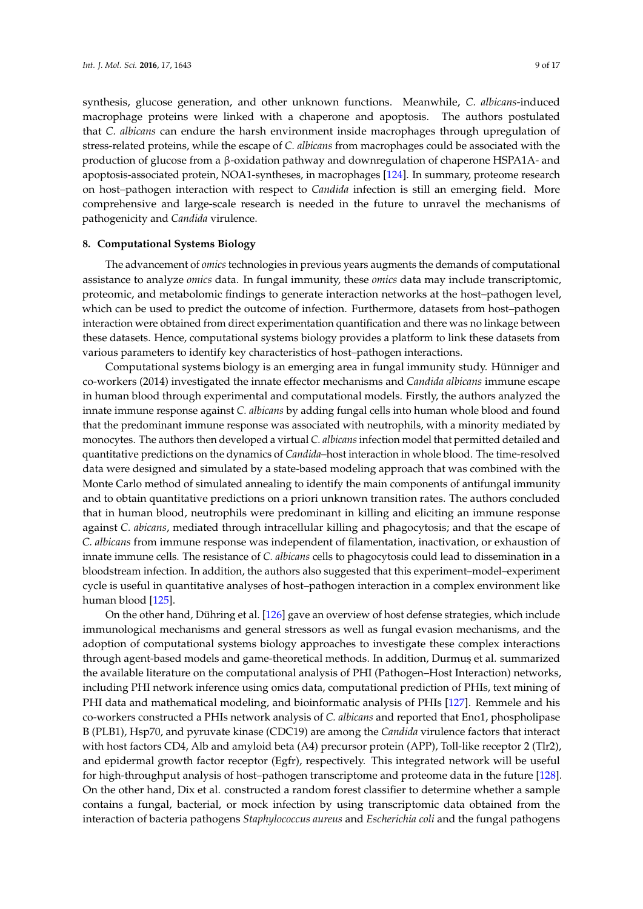synthesis, glucose generation, and other unknown functions. Meanwhile, *C. albicans*-induced macrophage proteins were linked with a chaperone and apoptosis. The authors postulated that *C. albicans* can endure the harsh environment inside macrophages through upregulation of stress-related proteins, while the escape of *C. albicans* from macrophages could be associated with the production of glucose from a β-oxidation pathway and downregulation of chaperone HSPA1A- and apoptosis-associated protein, NOA1-syntheses, in macrophages [124]. In summary, proteome research on host–pathogen interaction with respect to *Candida* infection is still an emerging field. More comprehensive and large-scale research is needed in the future to unravel the mechanisms of pathogenicity and *Candida* virulence.

## 8. Computational Systems Biology

The advancement of *omics* technologies in previous years augments the demands of computational assistance to analyze *omics* data. In fungal immunity, these *omics* data may include transcriptomic, proteomic, and metabolomic findings to generate interaction networks at the host–pathogen level, which can be used to predict the outcome of infection. Furthermore, datasets from host–pathogen interaction were obtained from direct experimentation quantification and there was no linkage between these datasets. Hence, computational systems biology provides a platform to link these datasets from various parameters to identify key characteristics of host–pathogen interactions.

Computational systems biology is an emerging area in fungal immunity study. Hünniger and co-workers (2014) investigated the innate effector mechanisms and *Candida albicans* immune escape in human blood through experimental and computational models. Firstly, the authors analyzed the innate immune response against *C. albicans* by adding fungal cells into human whole blood and found that the predominant immune response was associated with neutrophils, with a minority mediated by monocytes. The authors then developed a virtual *C. albicans* infection model that permitted detailed and quantitative predictions on the dynamics of *Candida*–host interaction in whole blood. The time-resolved data were designed and simulated by a state-based modeling approach that was combined with the Monte Carlo method of simulated annealing to identify the main components of antifungal immunity and to obtain quantitative predictions on a priori unknown transition rates. The authors concluded that in human blood, neutrophils were predominant in killing and eliciting an immune response against *C. abicans*, mediated through intracellular killing and phagocytosis; and that the escape of *C. albicans* from immune response was independent of filamentation, inactivation, or exhaustion of innate immune cells. The resistance of *C. albicans* cells to phagocytosis could lead to dissemination in a bloodstream infection. In addition, the authors also suggested that this experiment–model–experiment cycle is useful in quantitative analyses of host–pathogen interaction in a complex environment like human blood [125].

On the other hand, Dühring et al. [126] gave an overview of host defense strategies, which include immunological mechanisms and general stressors as well as fungal evasion mechanisms, and the adoption of computational systems biology approaches to investigate these complex interactions through agent-based models and game-theoretical methods. In addition, Durmuş et al. summarized the available literature on the computational analysis of PHI (Pathogen–Host Interaction) networks, including PHI network inference using omics data, computational prediction of PHIs, text mining of PHI data and mathematical modeling, and bioinformatic analysis of PHIs [127]. Remmele and his co-workers constructed a PHIs network analysis of *C. albicans* and reported that Eno1, phospholipase B (PLB1), Hsp70, and pyruvate kinase (CDC19) are among the *Candida* virulence factors that interact with host factors CD4, Alb and amyloid beta (A4) precursor protein (APP), Toll-like receptor 2 (Tlr2), and epidermal growth factor receptor (Egfr), respectively. This integrated network will be useful for high-throughput analysis of host–pathogen transcriptome and proteome data in the future [128]. On the other hand, Dix et al. constructed a random forest classifier to determine whether a sample contains a fungal, bacterial, or mock infection by using transcriptomic data obtained from the interaction of bacteria pathogens *Staphylococcus aureus* and *Escherichia coli* and the fungal pathogens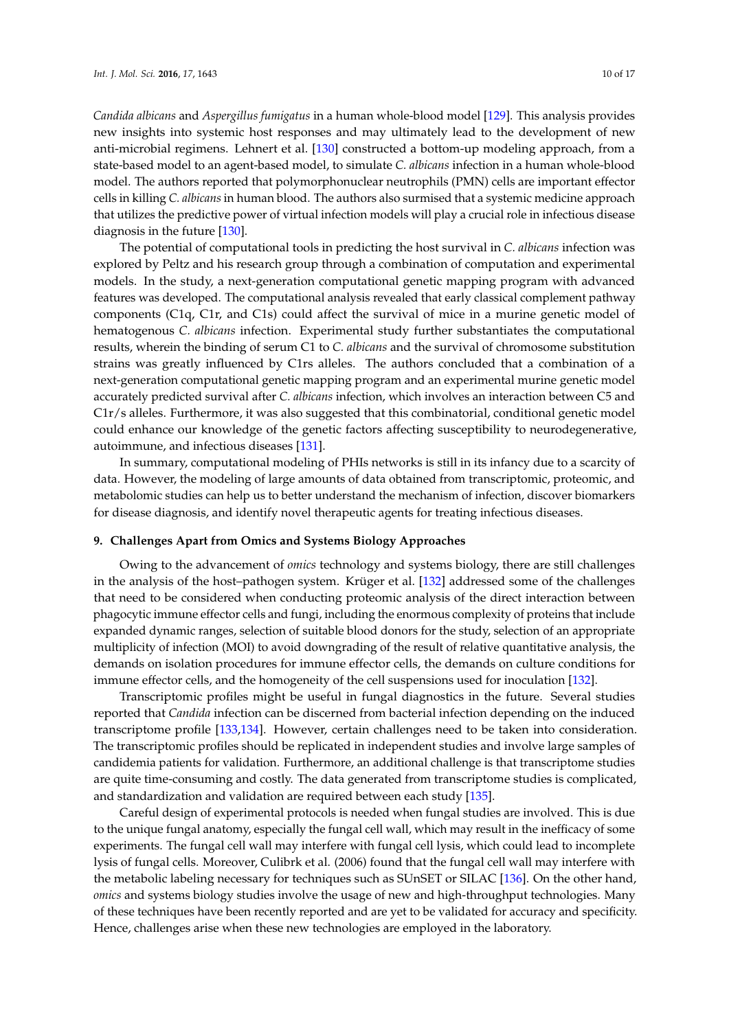*Candida albicans* and *Aspergillus fumigatus* in a human whole-blood model [129]. This analysis provides new insights into systemic host responses and may ultimately lead to the development of new anti-microbial regimens. Lehnert et al. [130] constructed a bottom-up modeling approach, from a state-based model to an agent-based model, to simulate *C. albicans* infection in a human whole-blood model. The authors reported that polymorphonuclear neutrophils (PMN) cells are important effector cells in killing *C. albicans* in human blood. The authors also surmised that a systemic medicine approach that utilizes the predictive power of virtual infection models will play a crucial role in infectious disease diagnosis in the future [130].

The potential of computational tools in predicting the host survival in *C. albicans* infection was explored by Peltz and his research group through a combination of computation and experimental models. In the study, a next-generation computational genetic mapping program with advanced features was developed. The computational analysis revealed that early classical complement pathway components (C1q, C1r, and C1s) could affect the survival of mice in a murine genetic model of hematogenous *C. albicans* infection. Experimental study further substantiates the computational results, wherein the binding of serum C1 to *C. albicans* and the survival of chromosome substitution strains was greatly influenced by C1rs alleles. The authors concluded that a combination of a next-generation computational genetic mapping program and an experimental murine genetic model accurately predicted survival after *C. albicans* infection, which involves an interaction between C5 and C1r/s alleles. Furthermore, it was also suggested that this combinatorial, conditional genetic model could enhance our knowledge of the genetic factors affecting susceptibility to neurodegenerative, autoimmune, and infectious diseases [131].

In summary, computational modeling of PHIs networks is still in its infancy due to a scarcity of data. However, the modeling of large amounts of data obtained from transcriptomic, proteomic, and metabolomic studies can help us to better understand the mechanism of infection, discover biomarkers for disease diagnosis, and identify novel therapeutic agents for treating infectious diseases.

## 9. Challenges Apart from Omics and Systems Biology Approaches

Owing to the advancement of *omics* technology and systems biology, there are still challenges in the analysis of the host–pathogen system. Krüger et al. [132] addressed some of the challenges that need to be considered when conducting proteomic analysis of the direct interaction between phagocytic immune effector cells and fungi, including the enormous complexity of proteins that include expanded dynamic ranges, selection of suitable blood donors for the study, selection of an appropriate multiplicity of infection (MOI) to avoid downgrading of the result of relative quantitative analysis, the demands on isolation procedures for immune effector cells, the demands on culture conditions for immune effector cells, and the homogeneity of the cell suspensions used for inoculation [132].

Transcriptomic profiles might be useful in fungal diagnostics in the future. Several studies reported that *Candida* infection can be discerned from bacterial infection depending on the induced transcriptome profile [133,134]. However, certain challenges need to be taken into consideration. The transcriptomic profiles should be replicated in independent studies and involve large samples of candidemia patients for validation. Furthermore, an additional challenge is that transcriptome studies are quite time-consuming and costly. The data generated from transcriptome studies is complicated, and standardization and validation are required between each study [135].

Careful design of experimental protocols is needed when fungal studies are involved. This is due to the unique fungal anatomy, especially the fungal cell wall, which may result in the inefficacy of some experiments. The fungal cell wall may interfere with fungal cell lysis, which could lead to incomplete lysis of fungal cells. Moreover, Culibrk et al. (2006) found that the fungal cell wall may interfere with the metabolic labeling necessary for techniques such as SUnSET or SILAC [136]. On the other hand, *omics* and systems biology studies involve the usage of new and high-throughput technologies. Many of these techniques have been recently reported and are yet to be validated for accuracy and specificity. Hence, challenges arise when these new technologies are employed in the laboratory.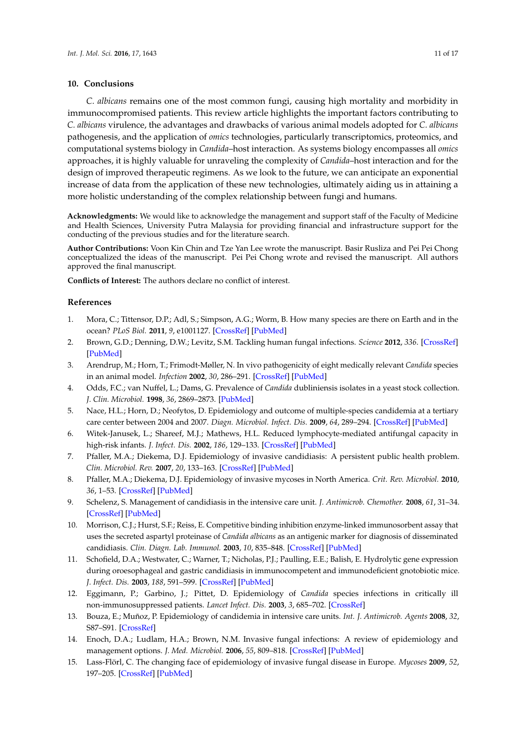## 10. Conclusions

*C. albicans* remains one of the most common fungi, causing high mortality and morbidity in immunocompromised patients. This review article highlights the important factors contributing to *C. albicans* virulence, the advantages and drawbacks of various animal models adopted for *C. albicans* pathogenesis, and the application of *omics* technologies, particularly transcriptomics, proteomics, and computational systems biology in *Candida*–host interaction. As systems biology encompasses all *omics* approaches, it is highly valuable for unraveling the complexity of *Candida*–host interaction and for the design of improved therapeutic regimens. As we look to the future, we can anticipate an exponential increase of data from the application of these new technologies, ultimately aiding us in attaining a more holistic understanding of the complex relationship between fungi and humans.

**Acknowledgments:** We would like to acknowledge the management and support staff of the Faculty of Medicine and Health Sciences, University Putra Malaysia for providing financial and infrastructure support for the conducting of the previous studies and for the literature search.

**Author Contributions:** Voon Kin Chin and Tze Yan Lee wrote the manuscript. Basir Rusliza and Pei Pei Chong conceptualized the ideas of the manuscript. Pei Pei Chong wrote and revised the manuscript. All authors approved the final manuscript.

**Conflicts of Interest:** The authors declare no conflict of interest.

## References

1. Mora, C.; Tittensor, D.P.; Adl, S.; Simpson, A.G.; Worm, B. How many species are there on Earth and in the ocean? *PLoS Biol.* **2011**, *9*, e1001127. [CrossRef] [PubMed]
2. Brown, G.D.; Denning, D.W.; Levitz, S.M. Tackling human fungal infections. *Science* **2012**, *336*. [CrossRef] [PubMed]
3. Arendrup, M.; Horn, T.; Frimodt-Møller, N. In vivo pathogenicity of eight medically relevant *Candida* species in an animal model. *Infection* **2002**, *30*, 286–291. [CrossRef] [PubMed]
4. Odds, F.C.; van Nuffel, L.; Dams, G. Prevalence of *Candida* dubliniensis isolates in a yeast stock collection. *J. Clin. Microbiol.* **1998**, *36*, 2869–2873. [PubMed]
5. Nace, H.L.; Horn, D.; Neofytos, D. Epidemiology and outcome of multiple-species candidemia at a tertiary care center between 2004 and 2007. *Diagn. Microbiol. Infect. Dis.* **2009**, *64*, 289–294. [CrossRef] [PubMed]
6. Witek-Janusek, L.; Shareef, M.J.; Mathews, H.L. Reduced lymphocyte-mediated antifungal capacity in high-risk infants. *J. Infect. Dis.* **2002**, *186*, 129–133. [CrossRef] [PubMed]
7. Pfaller, M.A.; Diekema, D.J. Epidemiology of invasive candidiasis: A persistent public health problem. *Clin. Microbiol. Rev.* **2007**, *20*, 133–163. [CrossRef] [PubMed]
8. Pfaller, M.A.; Diekema, D.J. Epidemiology of invasive mycoses in North America. *Crit. Rev. Microbiol.* **2010**, *36*, 1–53. [CrossRef] [PubMed]
9. Schelenz, S. Management of candidiasis in the intensive care unit. *J. Antimicrob. Chemother.* **2008**, *61*, 31–34. [CrossRef] [PubMed]
10. Morrison, C.J.; Hurst, S.F.; Reiss, E. Competitive binding inhibition enzyme-linked immunosorbent assay that uses the secreted aspartyl proteinase of *Candida albicans* as an antigenic marker for diagnosis of disseminated candidiasis. *Clin. Diagn. Lab. Immunol.* **2003**, *10*, 835–848. [CrossRef] [PubMed]
11. Schofield, D.A.; Westwater, C.; Warner, T.; Nicholas, P.J.; Paulling, E.E.; Balish, E. Hydrolytic gene expression during oroesophageal and gastric candidiasis in immunocompetent and immunodeficient gnotobiotic mice. *J. Infect. Dis.* **2003**, *188*, 591–599. [CrossRef] [PubMed]
12. Eggimann, P.; Garbino, J.; Pittet, D. Epidemiology of *Candida* species infections in critically ill non-immunosuppressed patients. *Lancet Infect. Dis.* **2003**, *3*, 685–702. [CrossRef]
13. Bouza, E.; Muñoz, P. Epidemiology of candidemia in intensive care units. *Int. J. Antimicrob. Agents* **2008**, *32*, S87–S91. [CrossRef]
14. Enoch, D.A.; Ludlam, H.A.; Brown, N.M. Invasive fungal infections: A review of epidemiology and management options. *J. Med. Microbiol.* **2006**, *55*, 809–818. [CrossRef] [PubMed]
15. Lass-Flörl, C. The changing face of epidemiology of invasive fungal disease in Europe. *Mycoses* **2009**, *52*, 197–205. [CrossRef] [PubMed]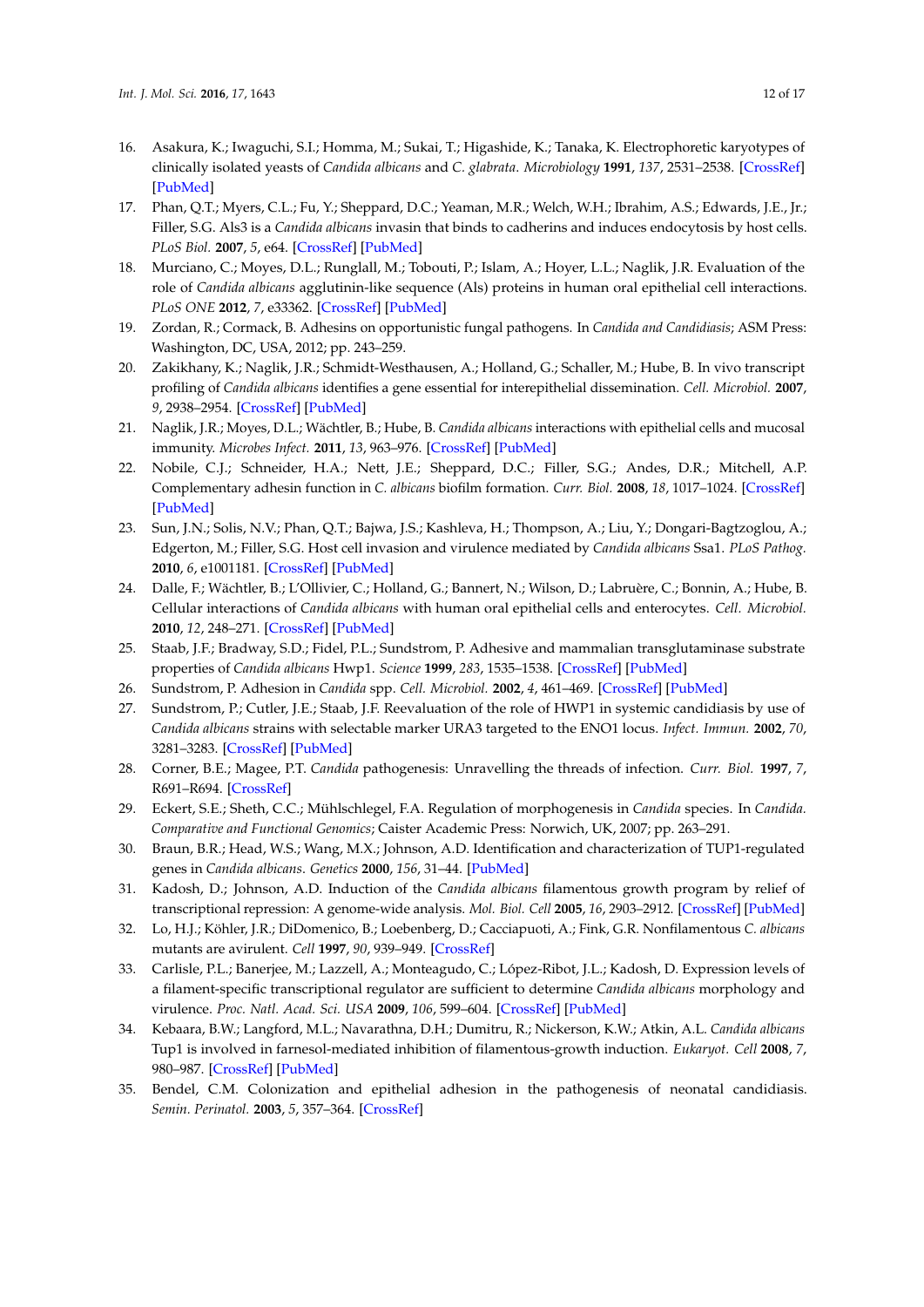16. Asakura, K.; Iwaguchi, S.I.; Homma, M.; Sukai, T.; Higashide, K.; Tanaka, K. Electrophoretic karyotypes of clinically isolated yeasts of *Candida albicans* and *C. glabrata*. *Microbiology* **1991**, *137*, 2531–2538. [CrossRef] [PubMed]
17. Phan, Q.T.; Myers, C.L.; Fu, Y.; Sheppard, D.C.; Yeaman, M.R.; Welch, W.H.; Ibrahim, A.S.; Edwards, J.E., Jr.; Filler, S.G. Als3 is a *Candida albicans* invasin that binds to cadherins and induces endocytosis by host cells. *PLoS Biol.* **2007**, *5*, e64. [CrossRef] [PubMed]
18. Murciano, C.; Moyes, D.L.; Runglall, M.; Tobouti, P.; Islam, A.; Hoyer, L.L.; Naglik, J.R. Evaluation of the role of *Candida albicans* agglutinin-like sequence (Als) proteins in human oral epithelial cell interactions. *PLoS ONE* **2012**, *7*, e33362. [CrossRef] [PubMed]
19. Zordan, R.; Cormack, B. Adhesins on opportunistic fungal pathogens. In *Candida and Candidiasis*; ASM Press: Washington, DC, USA, 2012; pp. 243–259.
20. Zakikhany, K.; Naglik, J.R.; Schmidt-Westhausen, A.; Holland, G.; Schaller, M.; Hube, B. In vivo transcript profiling of *Candida albicans* identifies a gene essential for interepithelial dissemination. *Cell. Microbiol.* **2007**, *9*, 2938–2954. [CrossRef] [PubMed]
21. Naglik, J.R.; Moyes, D.L.; Wächtler, B.; Hube, B. *Candida albicans* interactions with epithelial cells and mucosal immunity. *Microbes Infect.* **2011**, *13*, 963–976. [CrossRef] [PubMed]
22. Nobile, C.J.; Schneider, H.A.; Nett, J.E.; Sheppard, D.C.; Filler, S.G.; Andes, D.R.; Mitchell, A.P. Complementary adhesin function in *C. albicans* biofilm formation. *Curr. Biol.* **2008**, *18*, 1017–1024. [CrossRef] [PubMed]
23. Sun, J.N.; Solis, N.V.; Phan, Q.T.; Bajwa, J.S.; Kashleva, H.; Thompson, A.; Liu, Y.; Dongari-Bagtzoglou, A.; Edgerton, M.; Filler, S.G. Host cell invasion and virulence mediated by *Candida albicans* Ssa1. *PLoS Pathog.* **2010**, *6*, e1001181. [CrossRef] [PubMed]
24. Dalle, F.; Wächtler, B.; L'Ollivier, C.; Holland, G.; Bannert, N.; Wilson, D.; Labruère, C.; Bonnin, A.; Hube, B. Cellular interactions of *Candida albicans* with human oral epithelial cells and enterocytes. *Cell. Microbiol.* **2010**, *12*, 248–271. [CrossRef] [PubMed]
25. Staab, J.F.; Bradway, S.D.; Fidel, P.L.; Sundstrom, P. Adhesive and mammalian transglutaminase substrate properties of *Candida albicans* Hwp1. *Science* **1999**, *283*, 1535–1538. [CrossRef] [PubMed]
26. Sundstrom, P. Adhesion in *Candida* spp. *Cell. Microbiol.* **2002**, *4*, 461–469. [CrossRef] [PubMed]
27. Sundstrom, P.; Cutler, J.E.; Staab, J.F. Reevaluation of the role of HWP1 in systemic candidiasis by use of *Candida albicans* strains with selectable marker URA3 targeted to the ENO1 locus. *Infect. Immun.* **2002**, *70*, 3281–3283. [CrossRef] [PubMed]
28. Corner, B.E.; Magee, P.T. *Candida* pathogenesis: Unravelling the threads of infection. *Curr. Biol.* **1997**, *7*, R691–R694. [CrossRef]
29. Eckert, S.E.; Sheth, C.C.; Mühlschlegel, F.A. Regulation of morphogenesis in *Candida* species. In *Candida. Comparative and Functional Genomics*; Caister Academic Press: Norwich, UK, 2007; pp. 263–291.
30. Braun, B.R.; Head, W.S.; Wang, M.X.; Johnson, A.D. Identification and characterization of TUP1-regulated genes in *Candida albicans*. *Genetics* **2000**, *156*, 31–44. [PubMed]
31. Kadosh, D.; Johnson, A.D. Induction of the *Candida albicans* filamentous growth program by relief of transcriptional repression: A genome-wide analysis. *Mol. Biol. Cell* **2005**, *16*, 2903–2912. [CrossRef] [PubMed]
32. Lo, H.J.; Köhler, J.R.; DiDomenico, B.; Loebenberg, D.; Cacciapuoti, A.; Fink, G.R. Nonfilamentous *C. albicans* mutants are avirulent. *Cell* **1997**, *90*, 939–949. [CrossRef]
33. Carlisle, P.L.; Banerjee, M.; Lazzell, A.; Monteagudo, C.; López-Ribot, J.L.; Kadosh, D. Expression levels of a filament-specific transcriptional regulator are sufficient to determine *Candida albicans* morphology and virulence. *Proc. Natl. Acad. Sci. USA* **2009**, *106*, 599–604. [CrossRef] [PubMed]
34. Kebaara, B.W.; Langford, M.L.; Navarathna, D.H.; Dumitru, R.; Nickerson, K.W.; Atkin, A.L. *Candida albicans* Tup1 is involved in farnesol-mediated inhibition of filamentous-growth induction. *Eukaryot. Cell* **2008**, *7*, 980–987. [CrossRef] [PubMed]
35. Bendel, C.M. Colonization and epithelial adhesion in the pathogenesis of neonatal candidiasis. *Semin. Perinatol.* **2003**, *5*, 357–364. [CrossRef]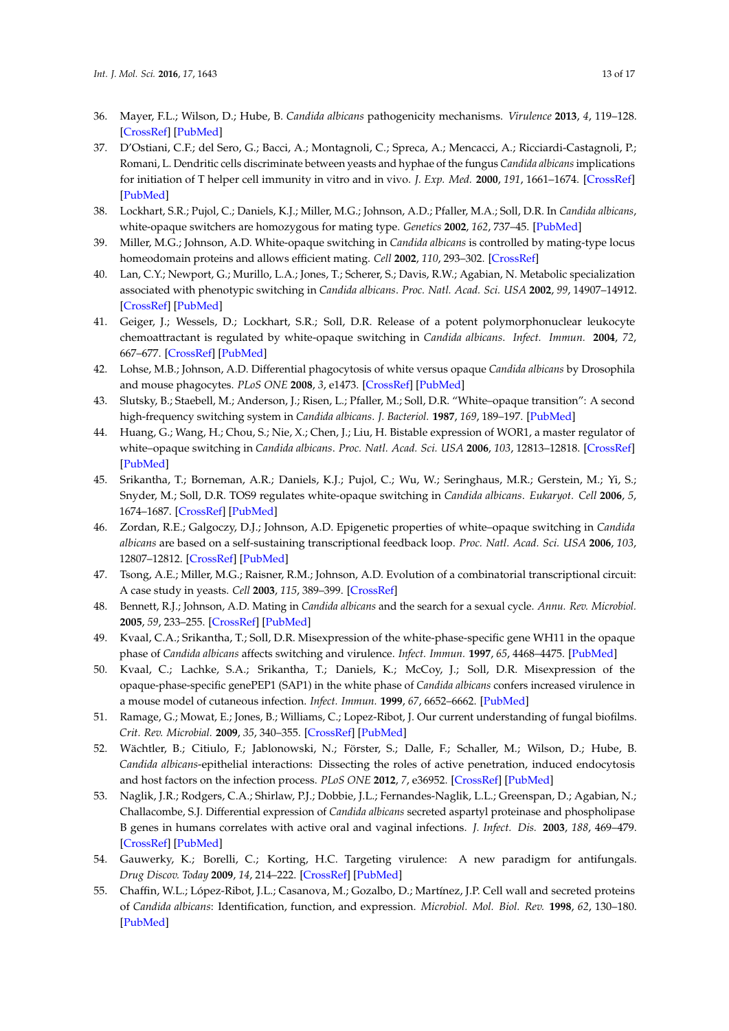36. Mayer, F.L.; Wilson, D.; Hube, B. *Candida albicans* pathogenicity mechanisms. *Virulence* **2013**, *4*, 119–128. [CrossRef] [PubMed]
37. D'Ostiani, C.F.; del Sero, G.; Bacci, A.; Montagnoli, C.; Spreca, A.; Mencacci, A.; Ricciardi-Castagnoli, P.; Romani, L. Dendritic cells discriminate between yeasts and hyphae of the fungus *Candida albicans* implications for initiation of T helper cell immunity in vitro and in vivo. *J. Exp. Med.* **2000**, *191*, 1661–1674. [CrossRef] [PubMed]
38. Lockhart, S.R.; Pujol, C.; Daniels, K.J.; Miller, M.G.; Johnson, A.D.; Pfaller, M.A.; Soll, D.R. In *Candida albicans*, white-opaque switchers are homozygous for mating type. *Genetics* **2002**, *162*, 737–45. [PubMed]
39. Miller, M.G.; Johnson, A.D. White-opaque switching in *Candida albicans* is controlled by mating-type locus homeodomain proteins and allows efficient mating. *Cell* **2002**, *110*, 293–302. [CrossRef]
40. Lan, C.Y.; Newport, G.; Murillo, L.A.; Jones, T.; Scherer, S.; Davis, R.W.; Agabian, N. Metabolic specialization associated with phenotypic switching in *Candida albicans*. *Proc. Natl. Acad. Sci. USA* **2002**, *99*, 14907–14912. [CrossRef] [PubMed]
41. Geiger, J.; Wessels, D.; Lockhart, S.R.; Soll, D.R. Release of a potent polymorphonuclear leukocyte chemoattractant is regulated by white-opaque switching in *Candida albicans*. *Infect. Immun.* **2004**, *72*, 667–677. [CrossRef] [PubMed]
42. Lohse, M.B.; Johnson, A.D. Differential phagocytosis of white versus opaque *Candida albicans* by Drosophila and mouse phagocytes. *PLoS ONE* **2008**, *3*, e1473. [CrossRef] [PubMed]
43. Slutsky, B.; Staebell, M.; Anderson, J.; Risen, L.; Pfaller, M.; Soll, D.R. "White–opaque transition": A second high-frequency switching system in *Candida albicans*. *J. Bacteriol.* **1987**, *169*, 189–197. [PubMed]
44. Huang, G.; Wang, H.; Chou, S.; Nie, X.; Chen, J.; Liu, H. Bistable expression of WOR1, a master regulator of white–opaque switching in *Candida albicans*. *Proc. Natl. Acad. Sci. USA* **2006**, *103*, 12813–12818. [CrossRef] [PubMed]
45. Srikantha, T.; Borneman, A.R.; Daniels, K.J.; Pujol, C.; Wu, W.; Seringhaus, M.R.; Gerstein, M.; Yi, S.; Snyder, M.; Soll, D.R. TOS9 regulates white-opaque switching in *Candida albicans*. *Eukaryot. Cell* **2006**, *5*, 1674–1687. [CrossRef] [PubMed]
46. Zordan, R.E.; Galgoczy, D.J.; Johnson, A.D. Epigenetic properties of white–opaque switching in *Candida albicans* are based on a self-sustaining transcriptional feedback loop. *Proc. Natl. Acad. Sci. USA* **2006**, *103*, 12807–12812. [CrossRef] [PubMed]
47. Tsong, A.E.; Miller, M.G.; Raisner, R.M.; Johnson, A.D. Evolution of a combinatorial transcriptional circuit: A case study in yeasts. *Cell* **2003**, *115*, 389–399. [CrossRef]
48. Bennett, R.J.; Johnson, A.D. Mating in *Candida albicans* and the search for a sexual cycle. *Annu. Rev. Microbiol.* **2005**, *59*, 233–255. [CrossRef] [PubMed]
49. Kvaal, C.A.; Srikantha, T.; Soll, D.R. Misexpression of the white-phase-specific gene WH11 in the opaque phase of *Candida albicans* affects switching and virulence. *Infect. Immun.* **1997**, *65*, 4468–4475. [PubMed]
50. Kvaal, C.; Lachke, S.A.; Srikantha, T.; Daniels, K.; McCoy, J.; Soll, D.R. Misexpression of the opaque-phase-specific genePEP1 (SAP1) in the white phase of *Candida albicans* confers increased virulence in a mouse model of cutaneous infection. *Infect. Immun.* **1999**, *67*, 6652–6662. [PubMed]
51. Ramage, G.; Mowat, E.; Jones, B.; Williams, C.; Lopez-Ribot, J. Our current understanding of fungal biofilms. *Crit. Rev. Microbial.* **2009**, *35*, 340–355. [CrossRef] [PubMed]
52. Wächtler, B.; Citiulo, F.; Jablonowski, N.; Förster, S.; Dalle, F.; Schaller, M.; Wilson, D.; Hube, B. *Candida albicans*-epithelial interactions: Dissecting the roles of active penetration, induced endocytosis and host factors on the infection process. *PLoS ONE* **2012**, *7*, e36952. [CrossRef] [PubMed]
53. Naglik, J.R.; Rodgers, C.A.; Shirlaw, P.J.; Dobbie, J.L.; Fernandes-Naglik, L.L.; Greenspan, D.; Agabian, N.; Challacombe, S.J. Differential expression of *Candida albicans* secreted aspartyl proteinase and phospholipase B genes in humans correlates with active oral and vaginal infections. *J. Infect. Dis.* **2003**, *188*, 469–479. [CrossRef] [PubMed]
54. Gauwerky, K.; Borelli, C.; Korting, H.C. Targeting virulence: A new paradigm for antifungals. *Drug Discov. Today* **2009**, *14*, 214–222. [CrossRef] [PubMed]
55. Chaffin, W.L.; López-Ribot, J.L.; Casanova, M.; Gozalbo, D.; Martínez, J.P. Cell wall and secreted proteins of *Candida albicans*: Identification, function, and expression. *Microbiol. Mol. Biol. Rev.* **1998**, *62*, 130–180. [PubMed]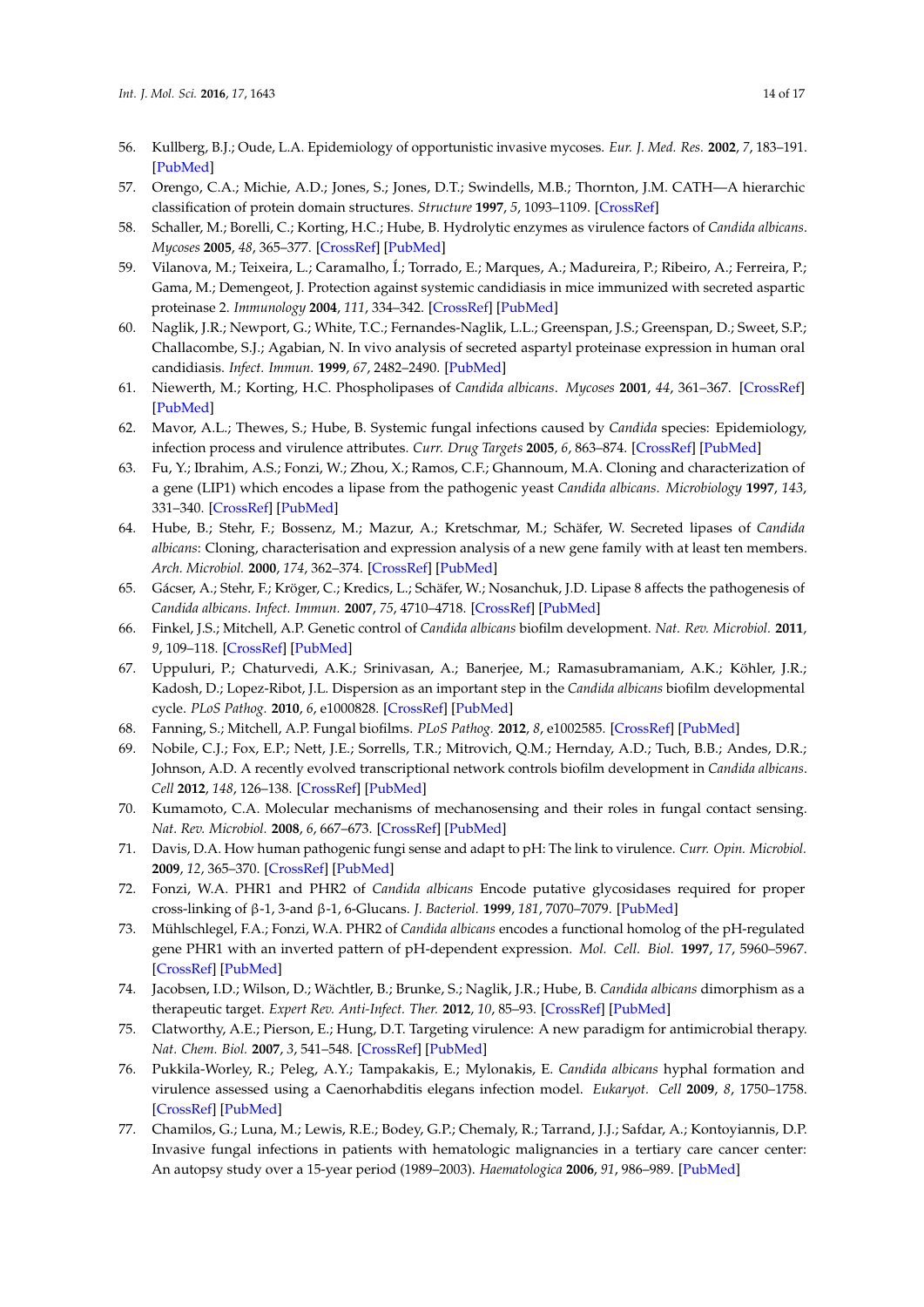56. Kullberg, B.J.; Oude, L.A. Epidemiology of opportunistic invasive mycoses. *Eur. J. Med. Res.* **2002**, *7*, 183–191. [PubMed]
57. Orengo, C.A.; Michie, A.D.; Jones, S.; Jones, D.T.; Swindells, M.B.; Thornton, J.M. CATH—A hierarchic classification of protein domain structures. *Structure* **1997**, *5*, 1093–1109. [CrossRef]
58. Schaller, M.; Borelli, C.; Korting, H.C.; Hube, B. Hydrolytic enzymes as virulence factors of *Candida albicans*. *Mycoses* **2005**, *48*, 365–377. [CrossRef] [PubMed]
59. Vilanova, M.; Teixeira, L.; Caramalho, Í.; Torrado, E.; Marques, A.; Madureira, P.; Ribeiro, A.; Ferreira, P.; Gama, M.; Demengeot, J. Protection against systemic candidiasis in mice immunized with secreted aspartic proteinase 2. *Immunology* **2004**, *111*, 334–342. [CrossRef] [PubMed]
60. Naglik, J.R.; Newport, G.; White, T.C.; Fernandes-Naglik, L.L.; Greenspan, J.S.; Greenspan, D.; Sweet, S.P.; Challacombe, S.J.; Agabian, N. In vivo analysis of secreted aspartyl proteinase expression in human oral candidiasis. *Infect. Immun.* **1999**, *67*, 2482–2490. [PubMed]
61. Niewerth, M.; Korting, H.C. Phospholipases of *Candida albicans*. *Mycoses* **2001**, *44*, 361–367. [CrossRef] [PubMed]
62. Mavor, A.L.; Thewes, S.; Hube, B. Systemic fungal infections caused by *Candida* species: Epidemiology, infection process and virulence attributes. *Curr. Drug Targets* **2005**, *6*, 863–874. [CrossRef] [PubMed]
63. Fu, Y.; Ibrahim, A.S.; Fonzi, W.; Zhou, X.; Ramos, C.F.; Ghannoum, M.A. Cloning and characterization of a gene (LIP1) which encodes a lipase from the pathogenic yeast *Candida albicans*. *Microbiology* **1997**, *143*, 331–340. [CrossRef] [PubMed]
64. Hube, B.; Stehr, F.; Bossenz, M.; Mazur, A.; Kretschmar, M.; Schäfer, W. Secreted lipases of *Candida albicans*: Cloning, characterisation and expression analysis of a new gene family with at least ten members. *Arch. Microbiol.* **2000**, *174*, 362–374. [CrossRef] [PubMed]
65. Gácser, A.; Stehr, F.; Kröger, C.; Kredics, L.; Schäfer, W.; Nosanchuk, J.D. Lipase 8 affects the pathogenesis of *Candida albicans*. *Infect. Immun.* **2007**, *75*, 4710–4718. [CrossRef] [PubMed]
66. Finkel, J.S.; Mitchell, A.P. Genetic control of *Candida albicans* biofilm development. *Nat. Rev. Microbiol.* **2011**, *9*, 109–118. [CrossRef] [PubMed]
67. Uppuluri, P.; Chaturvedi, A.K.; Srinivasan, A.; Banerjee, M.; Ramasubramaniam, A.K.; Köhler, J.R.; Kadosh, D.; Lopez-Ribot, J.L. Dispersion as an important step in the *Candida albicans* biofilm developmental cycle. *PLoS Pathog.* **2010**, *6*, e1000828. [CrossRef] [PubMed]
68. Fanning, S.; Mitchell, A.P. Fungal biofilms. *PLoS Pathog.* **2012**, *8*, e1002585. [CrossRef] [PubMed]
69. Nobile, C.J.; Fox, E.P.; Nett, J.E.; Sorrells, T.R.; Mitrovich, Q.M.; Hernday, A.D.; Tuch, B.B.; Andes, D.R.; Johnson, A.D. A recently evolved transcriptional network controls biofilm development in *Candida albicans*. *Cell* **2012**, *148*, 126–138. [CrossRef] [PubMed]
70. Kumamoto, C.A. Molecular mechanisms of mechanosensing and their roles in fungal contact sensing. *Nat. Rev. Microbiol.* **2008**, *6*, 667–673. [CrossRef] [PubMed]
71. Davis, D.A. How human pathogenic fungi sense and adapt to pH: The link to virulence. *Curr. Opin. Microbiol.* **2009**, *12*, 365–370. [CrossRef] [PubMed]
72. Fonzi, W.A. PHR1 and PHR2 of *Candida albicans* Encode putative glycosidases required for proper cross-linking of β-1, 3-and β-1, 6-Glucans. *J. Bacteriol.* **1999**, *181*, 7070–7079. [PubMed]
73. Mühlschlegel, F.A.; Fonzi, W.A. PHR2 of *Candida albicans* encodes a functional homolog of the pH-regulated gene PHR1 with an inverted pattern of pH-dependent expression. *Mol. Cell. Biol.* **1997**, *17*, 5960–5967. [CrossRef] [PubMed]
74. Jacobsen, I.D.; Wilson, D.; Wächtler, B.; Brunke, S.; Naglik, J.R.; Hube, B. *Candida albicans* dimorphism as a therapeutic target. *Expert Rev. Anti-Infect. Ther.* **2012**, *10*, 85–93. [CrossRef] [PubMed]
75. Clatworthy, A.E.; Pierson, E.; Hung, D.T. Targeting virulence: A new paradigm for antimicrobial therapy. *Nat. Chem. Biol.* **2007**, *3*, 541–548. [CrossRef] [PubMed]
76. Pukkila-Worley, R.; Peleg, A.Y.; Tampakakis, E.; Mylonakis, E. *Candida albicans* hyphal formation and virulence assessed using a Caenorhabditis elegans infection model. *Eukaryot. Cell* **2009**, *8*, 1750–1758. [CrossRef] [PubMed]
77. Chamilos, G.; Luna, M.; Lewis, R.E.; Bodey, G.P.; Chemaly, R.; Tarrand, J.J.; Safdar, A.; Kontoyiannis, D.P. Invasive fungal infections in patients with hematologic malignancies in a tertiary care cancer center: An autopsy study over a 15-year period (1989–2003). *Haematologica* **2006**, *91*, 986–989. [PubMed]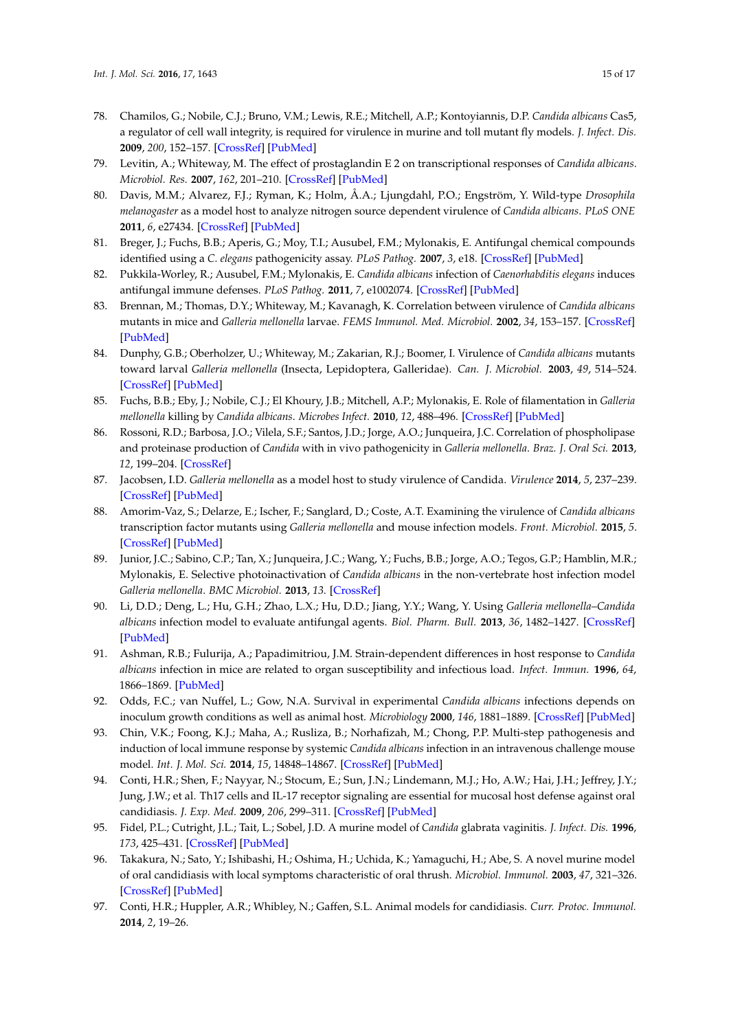78. Chamilos, G.; Nobile, C.J.; Bruno, V.M.; Lewis, R.E.; Mitchell, A.P.; Kontoyiannis, D.P. *Candida albicans* Cas5, a regulator of cell wall integrity, is required for virulence in murine and toll mutant fly models. *J. Infect. Dis.* **2009**, *200*, 152–157. [CrossRef] [PubMed]
79. Levitin, A.; Whiteway, M. The effect of prostaglandin E 2 on transcriptional responses of *Candida albicans*. *Microbiol. Res.* **2007**, *162*, 201–210. [CrossRef] [PubMed]
80. Davis, M.M.; Alvarez, F.J.; Ryman, K.; Holm, Å.A.; Ljungdahl, P.O.; Engström, Y. Wild-type *Drosophila melanogaster* as a model host to analyze nitrogen source dependent virulence of *Candida albicans*. *PLoS ONE* **2011**, *6*, e27434. [CrossRef] [PubMed]
81. Breger, J.; Fuchs, B.B.; Aperis, G.; Moy, T.I.; Ausubel, F.M.; Mylonakis, E. Antifungal chemical compounds identified using a *C. elegans* pathogenicity assay. *PLoS Pathog.* **2007**, *3*, e18. [CrossRef] [PubMed]
82. Pukkila-Worley, R.; Ausubel, F.M.; Mylonakis, E. *Candida albicans* infection of *Caenorhabditis elegans* induces antifungal immune defenses. *PLoS Pathog.* **2011**, *7*, e1002074. [CrossRef] [PubMed]
83. Brennan, M.; Thomas, D.Y.; Whiteway, M.; Kavanagh, K. Correlation between virulence of *Candida albicans* mutants in mice and *Galleria mellonella* larvae. *FEMS Immunol. Med. Microbiol.* **2002**, *34*, 153–157. [CrossRef] [PubMed]
84. Dunphy, G.B.; Oberholzer, U.; Whiteway, M.; Zakarian, R.J.; Boomer, I. Virulence of *Candida albicans* mutants toward larval *Galleria mellonella* (Insecta, Lepidoptera, Galleridae). *Can. J. Microbiol.* **2003**, *49*, 514–524. [CrossRef] [PubMed]
85. Fuchs, B.B.; Eby, J.; Nobile, C.J.; El Khoury, J.B.; Mitchell, A.P.; Mylonakis, E. Role of filamentation in *Galleria mellonella* killing by *Candida albicans*. *Microbes Infect.* **2010**, *12*, 488–496. [CrossRef] [PubMed]
86. Rossoni, R.D.; Barbosa, J.O.; Vilela, S.F.; Santos, J.D.; Jorge, A.O.; Junqueira, J.C. Correlation of phospholipase and proteinase production of *Candida* with in vivo pathogenicity in *Galleria mellonella*. *Braz. J. Oral Sci.* **2013**, *12*, 199–204. [CrossRef]
87. Jacobsen, I.D. *Galleria mellonella* as a model host to study virulence of Candida. *Virulence* **2014**, *5*, 237–239. [CrossRef] [PubMed]
88. Amorim-Vaz, S.; Delarze, E.; Ischer, F.; Sanglard, D.; Coste, A.T. Examining the virulence of *Candida albicans* transcription factor mutants using *Galleria mellonella* and mouse infection models. *Front. Microbiol.* **2015**, *5*. [CrossRef] [PubMed]
89. Junior, J.C.; Sabino, C.P.; Tan, X.; Junqueira, J.C.; Wang, Y.; Fuchs, B.B.; Jorge, A.O.; Tegos, G.P.; Hamblin, M.R.; Mylonakis, E. Selective photoinactivation of *Candida albicans* in the non-vertebrate host infection model *Galleria mellonella*. *BMC Microbiol.* **2013**, *13*. [CrossRef]
90. Li, D.D.; Deng, L.; Hu, G.H.; Zhao, L.X.; Hu, D.D.; Jiang, Y.Y.; Wang, Y. Using *Galleria mellonella*–*Candida albicans* infection model to evaluate antifungal agents. *Biol. Pharm. Bull.* **2013**, *36*, 1482–1427. [CrossRef] [PubMed]
91. Ashman, R.B.; Fulurija, A.; Papadimitriou, J.M. Strain-dependent differences in host response to *Candida albicans* infection in mice are related to organ susceptibility and infectious load. *Infect. Immun.* **1996**, *64*, 1866–1869. [PubMed]
92. Odds, F.C.; van Nuffel, L.; Gow, N.A. Survival in experimental *Candida albicans* infections depends on inoculum growth conditions as well as animal host. *Microbiology* **2000**, *146*, 1881–1889. [CrossRef] [PubMed]
93. Chin, V.K.; Foong, K.J.; Maha, A.; Rusliza, B.; Norhafizah, M.; Chong, P.P. Multi-step pathogenesis and induction of local immune response by systemic *Candida albicans* infection in an intravenous challenge mouse model. *Int. J. Mol. Sci.* **2014**, *15*, 14848–14867. [CrossRef] [PubMed]
94. Conti, H.R.; Shen, F.; Nayyar, N.; Stocum, E.; Sun, J.N.; Lindemann, M.J.; Ho, A.W.; Hai, J.H.; Jeffrey, J.Y.; Jung, J.W.; et al. Th17 cells and IL-17 receptor signaling are essential for mucosal host defense against oral candidiasis. *J. Exp. Med.* **2009**, *206*, 299–311. [CrossRef] [PubMed]
95. Fidel, P.L.; Cutright, J.L.; Tait, L.; Sobel, J.D. A murine model of *Candida* glabrata vaginitis. *J. Infect. Dis.* **1996**, *173*, 425–431. [CrossRef] [PubMed]
96. Takakura, N.; Sato, Y.; Ishibashi, H.; Oshima, H.; Uchida, K.; Yamaguchi, H.; Abe, S. A novel murine model of oral candidiasis with local symptoms characteristic of oral thrush. *Microbiol. Immunol.* **2003**, *47*, 321–326. [CrossRef] [PubMed]
97. Conti, H.R.; Huppler, A.R.; Whibley, N.; Gaffen, S.L. Animal models for candidiasis. *Curr. Protoc. Immunol.* **2014**, *2*, 19–26.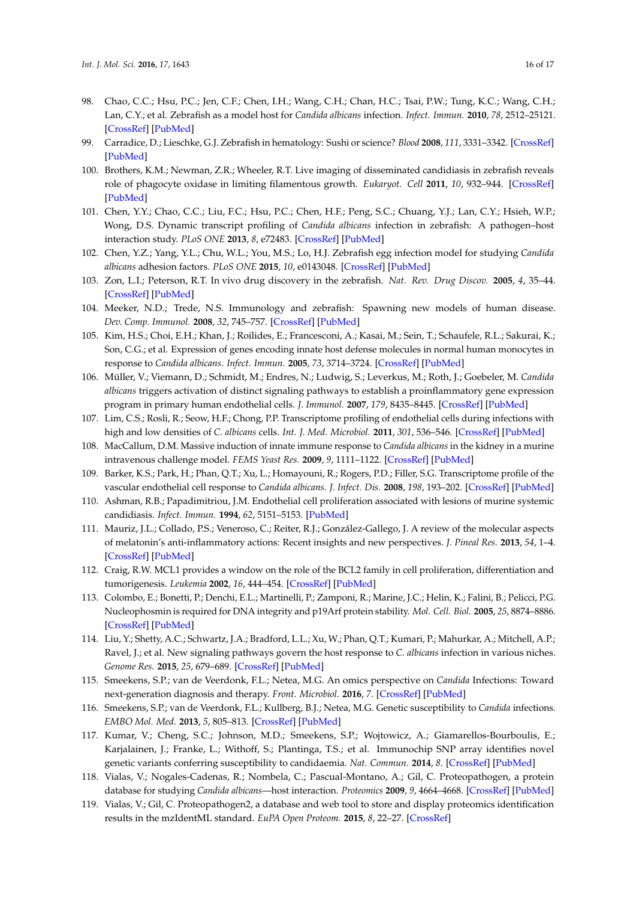98. Chao, C.C.; Hsu, P.C.; Jen, C.F.; Chen, I.H.; Wang, C.H.; Chan, H.C.; Tsai, P.W.; Tung, K.C.; Wang, C.H.; Lan, C.Y.; et al. Zebrafish as a model host for *Candida albicans* infection. *Infect. Immun.* **2010**, *78*, 2512–25121. [CrossRef] [PubMed]
99. Carradice, D.; Lieschke, G.J. Zebrafish in hematology: Sushi or science? *Blood* **2008**, *111*, 3331–3342. [CrossRef] [PubMed]
100. Brothers, K.M.; Newman, Z.R.; Wheeler, R.T. Live imaging of disseminated candidiasis in zebrafish reveals role of phagocyte oxidase in limiting filamentous growth. *Eukaryot. Cell* **2011**, *10*, 932–944. [CrossRef] [PubMed]
101. Chen, Y.Y.; Chao, C.C.; Liu, F.C.; Hsu, P.C.; Chen, H.F.; Peng, S.C.; Chuang, Y.J.; Lan, C.Y.; Hsieh, W.P.; Wong, D.S. Dynamic transcript profiling of *Candida albicans* infection in zebrafish: A pathogen–host interaction study. *PLoS ONE* **2013**, *8*, e72483. [CrossRef] [PubMed]
102. Chen, Y.Z.; Yang, Y.L.; Chu, W.L.; You, M.S.; Lo, H.J. Zebrafish egg infection model for studying *Candida albicans* adhesion factors. *PLoS ONE* **2015**, *10*, e0143048. [CrossRef] [PubMed]
103. Zon, L.I.; Peterson, R.T. In vivo drug discovery in the zebrafish. *Nat. Rev. Drug Discov.* **2005**, *4*, 35–44. [CrossRef] [PubMed]
104. Meeker, N.D.; Trede, N.S. Immunology and zebrafish: Spawning new models of human disease. *Dev. Comp. Immunol.* **2008**, *32*, 745–757. [CrossRef] [PubMed]
105. Kim, H.S.; Choi, E.H.; Khan, J.; Roilides, E.; Francesconi, A.; Kasai, M.; Sein, T.; Schaufele, R.L.; Sakurai, K.; Son, C.G.; et al. Expression of genes encoding innate host defense molecules in normal human monocytes in response to *Candida albicans*. *Infect. Immun.* **2005**, *73*, 3714–3724. [CrossRef] [PubMed]
106. Müller, V.; Viemann, D.; Schmidt, M.; Endres, N.; Ludwig, S.; Leverkus, M.; Roth, J.; Goebeler, M. *Candida albicans* triggers activation of distinct signaling pathways to establish a proinflammatory gene expression program in primary human endothelial cells. *J. Immunol.* **2007**, *179*, 8435–8445. [CrossRef] [PubMed]
107. Lim, C.S.; Rosli, R.; Seow, H.F.; Chong, P.P. Transcriptome profiling of endothelial cells during infections with high and low densities of *C. albicans* cells. *Int. J. Med. Microbiol.* **2011**, *301*, 536–546. [CrossRef] [PubMed]
108. MacCallum, D.M. Massive induction of innate immune response to *Candida albicans* in the kidney in a murine intravenous challenge model. *FEMS Yeast Res.* **2009**, *9*, 1111–1122. [CrossRef] [PubMed]
109. Barker, K.S.; Park, H.; Phan, Q.T.; Xu, L.; Homayouni, R.; Rogers, P.D.; Filler, S.G. Transcriptome profile of the vascular endothelial cell response to *Candida albicans*. *J. Infect. Dis.* **2008**, *198*, 193–202. [CrossRef] [PubMed]
110. Ashman, R.B.; Papadimitriou, J.M. Endothelial cell proliferation associated with lesions of murine systemic candidiasis. *Infect. Immun.* **1994**, *62*, 5151–5153. [PubMed]
111. Mauriz, J.L.; Collado, P.S.; Veneroso, C.; Reiter, R.J.; González-Gallego, J. A review of the molecular aspects of melatonin's anti-inflammatory actions: Recent insights and new perspectives. *J. Pineal Res.* **2013**, *54*, 1–4. [CrossRef] [PubMed]
112. Craig, R.W. MCL1 provides a window on the role of the BCL2 family in cell proliferation, differentiation and tumorigenesis. *Leukemia* **2002**, *16*, 444–454. [CrossRef] [PubMed]
113. Colombo, E.; Bonetti, P.; Denchi, E.L.; Martinelli, P.; Zamponi, R.; Marine, J.C.; Helin, K.; Falini, B.; Pelicci, P.G. Nucleophosmin is required for DNA integrity and p19Arf protein stability. *Mol. Cell. Biol.* **2005**, *25*, 8874–8886. [CrossRef] [PubMed]
114. Liu, Y.; Shetty, A.C.; Schwartz, J.A.; Bradford, L.L.; Xu, W.; Phan, Q.T.; Kumari, P.; Mahurkar, A.; Mitchell, A.P.; Ravel, J.; et al. New signaling pathways govern the host response to *C. albicans* infection in various niches. *Genome Res.* **2015**, *25*, 679–689. [CrossRef] [PubMed]
115. Smeekens, S.P.; van de Veerdonk, F.L.; Netea, M.G. An omics perspective on *Candida* Infections: Toward next-generation diagnosis and therapy. *Front. Microbiol.* **2016**, *7*. [CrossRef] [PubMed]
116. Smeekens, S.P.; van de Veerdonk, F.L.; Kullberg, B.J.; Netea, M.G. Genetic susceptibility to *Candida* infections. *EMBO Mol. Med.* **2013**, *5*, 805–813. [CrossRef] [PubMed]
117. Kumar, V.; Cheng, S.C.; Johnson, M.D.; Smeekens, S.P.; Wojtowicz, A.; Giamarellos-Bourboulis, E.; Karjalainen, J.; Franke, L.; Withoff, S.; Plantinga, T.S.; et al. Immunochip SNP array identifies novel genetic variants conferring susceptibility to candidaemia. *Nat. Commun.* **2014**, *8*. [CrossRef] [PubMed]
118. Vialas, V.; Nogales-Cadenas, R.; Nombela, C.; Pascual-Montano, A.; Gil, C. Proteopathogen, a protein database for studying *Candida albicans*—host interaction. *Proteomics* **2009**, *9*, 4664–4668. [CrossRef] [PubMed]
119. Vialas, V.; Gil, C. Proteopathogen2, a database and web tool to store and display proteomics identification results in the mzIdentML standard. *EuPA Open Proteom.* **2015**, *8*, 22–27. [CrossRef]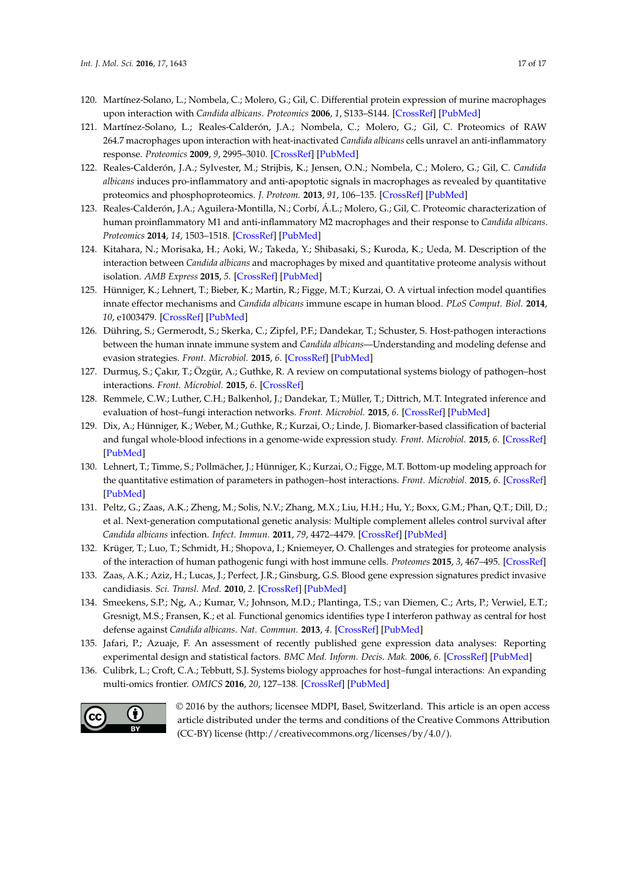120. Martínez-Solano, L.; Nombela, C.; Molero, G.; Gil, C. Differential protein expression of murine macrophages upon interaction with *Candida albicans*. *Proteomics* **2006**, *1*, S133–S144. [CrossRef] [PubMed]
121. Martínez-Solano, L.; Reales-Calderón, J.A.; Nombela, C.; Molero, G.; Gil, C. Proteomics of RAW 264.7 macrophages upon interaction with heat-inactivated *Candida albicans* cells unravel an anti-inflammatory response. *Proteomics* **2009**, *9*, 2995–3010. [CrossRef] [PubMed]
122. Reales-Calderón, J.A.; Sylvester, M.; Strijbis, K.; Jensen, O.N.; Nombela, C.; Molero, G.; Gil, C. *Candida albicans* induces pro-inflammatory and anti-apoptotic signals in macrophages as revealed by quantitative proteomics and phosphoproteomics. *J. Proteom.* **2013**, *91*, 106–135. [CrossRef] [PubMed]
123. Reales-Calderón, J.A.; Aguilera-Montilla, N.; Corbí, Á.L.; Molero, G.; Gil, C. Proteomic characterization of human proinflammatory M1 and anti-inflammatory M2 macrophages and their response to *Candida albicans*. *Proteomics* **2014**, *14*, 1503–1518. [CrossRef] [PubMed]
124. Kitahara, N.; Morisaka, H.; Aoki, W.; Takeda, Y.; Shibasaki, S.; Kuroda, K.; Ueda, M. Description of the interaction between *Candida albicans* and macrophages by mixed and quantitative proteome analysis without isolation. *AMB Express* **2015**, *5*. [CrossRef] [PubMed]
125. Hünniger, K.; Lehnert, T.; Bieber, K.; Martin, R.; Figge, M.T.; Kurzai, O. A virtual infection model quantifies innate effector mechanisms and *Candida albicans* immune escape in human blood. *PLoS Comput. Biol.* **2014**, *10*, e1003479. [CrossRef] [PubMed]
126. Dühring, S.; Germerodt, S.; Skerka, C.; Zipfel, P.F.; Dandekar, T.; Schuster, S. Host-pathogen interactions between the human innate immune system and *Candida albicans*—Understanding and modeling defense and evasion strategies. *Front. Microbiol.* **2015**, *6*. [CrossRef] [PubMed]
127. Durmuş, S.; Çakır, T.; Özgür, A.; Guthke, R. A review on computational systems biology of pathogen–host interactions. *Front. Microbiol.* **2015**, *6*. [CrossRef]
128. Remmele, C.W.; Luther, C.H.; Balkenhol, J.; Dandekar, T.; Müller, T.; Dittrich, M.T. Integrated inference and evaluation of host–fungi interaction networks. *Front. Microbiol.* **2015**, *6*. [CrossRef] [PubMed]
129. Dix, A.; Hünniger, K.; Weber, M.; Guthke, R.; Kurzai, O.; Linde, J. Biomarker-based classification of bacterial and fungal whole-blood infections in a genome-wide expression study. *Front. Microbiol.* **2015**, *6*. [CrossRef] [PubMed]
130. Lehnert, T.; Timme, S.; Pollmächer, J.; Hünniger, K.; Kurzai, O.; Figge, M.T. Bottom-up modeling approach for the quantitative estimation of parameters in pathogen–host interactions. *Front. Microbiol.* **2015**, *6*. [CrossRef] [PubMed]
131. Peltz, G.; Zaas, A.K.; Zheng, M.; Solis, N.V.; Zhang, M.X.; Liu, H.H.; Hu, Y.; Boxx, G.M.; Phan, Q.T.; Dill, D.; et al. Next-generation computational genetic analysis: Multiple complement alleles control survival after *Candida albicans* infection. *Infect. Immun.* **2011**, *79*, 4472–4479. [CrossRef] [PubMed]
132. Krüger, T.; Luo, T.; Schmidt, H.; Shopova, I.; Kniemeyer, O. Challenges and strategies for proteome analysis of the interaction of human pathogenic fungi with host immune cells. *Proteomes* **2015**, *3*, 467–495. [CrossRef]
133. Zaas, A.K.; Aziz, H.; Lucas, J.; Perfect, J.R.; Ginsburg, G.S. Blood gene expression signatures predict invasive candidiasis. *Sci. Transl. Med.* **2010**, *2*. [CrossRef] [PubMed]
134. Smeekens, S.P.; Ng, A.; Kumar, V.; Johnson, M.D.; Plantinga, T.S.; van Diemen, C.; Arts, P.; Verwiel, E.T.; Gresnigt, M.S.; Fransen, K.; et al. Functional genomics identifies type I interferon pathway as central for host defense against *Candida albicans*. *Nat. Commun.* **2013**, *4*. [CrossRef] [PubMed]
135. Jafari, P.; Azuaje, F. An assessment of recently published gene expression data analyses: Reporting experimental design and statistical factors. *BMC Med. Inform. Decis. Mak.* **2006**, *6*. [CrossRef] [PubMed]
136. Culibrk, L.; Croft, C.A.; Tebbutt, S.J. Systems biology approaches for host–fungal interactions: An expanding multi-omics frontier. *OMICS* **2016**, *20*, 127–138. [CrossRef] [PubMed]

© 2016 by the authors; licensee MDPI, Basel, Switzerland. This article is an open access article distributed under the terms and conditions of the Creative Commons Attribution (CC-BY) license (http://creativecommons.org/licenses/by/4.0/).